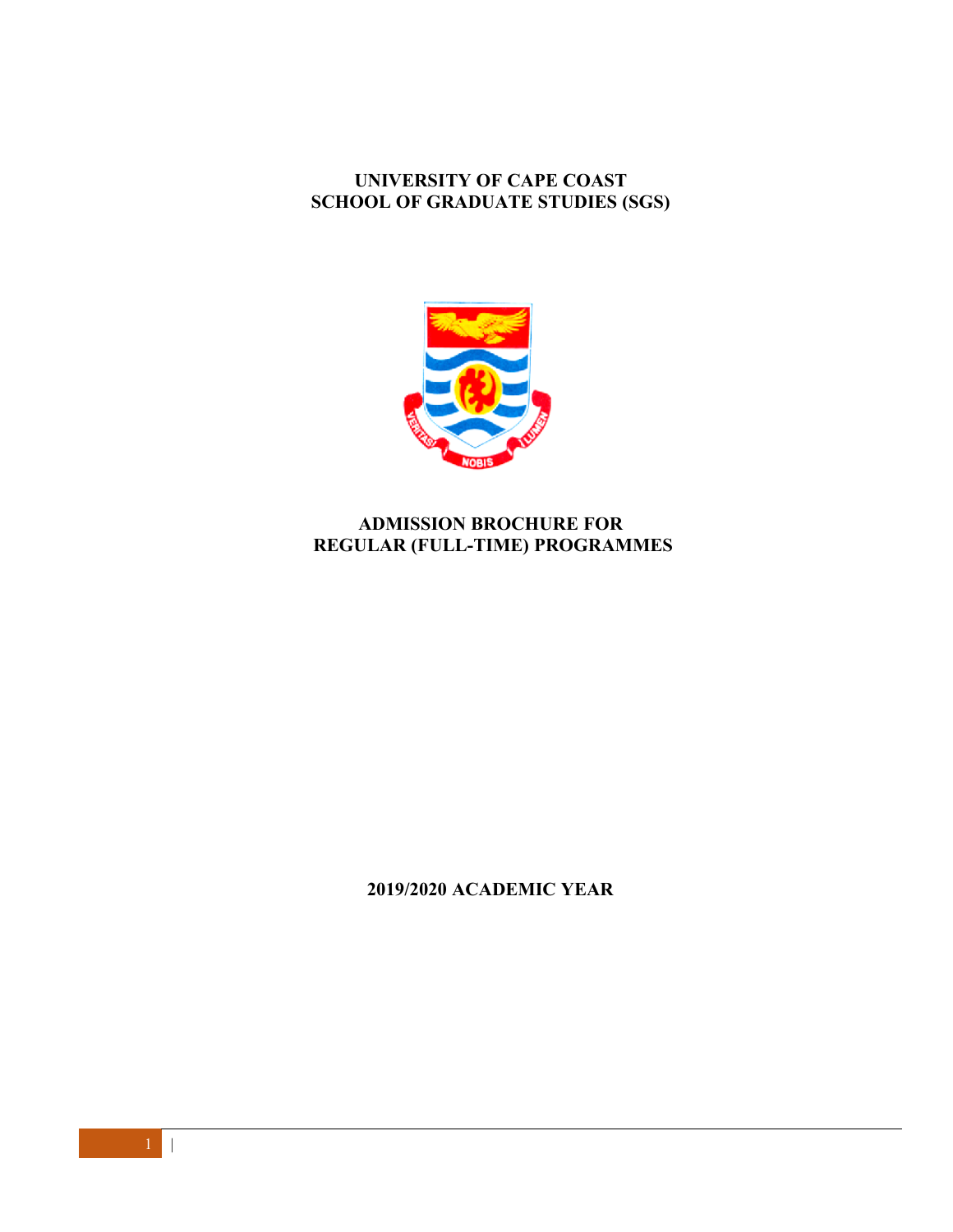# UNIVERSITY OF CAPE COAST
# SCHOOL OF GRADUATE STUDIES (SGS)

## ADMISSION BROCHURE FOR REGULAR (FULL-TIME) PROGRAMMES

**2019/2020 ACADEMIC YEAR**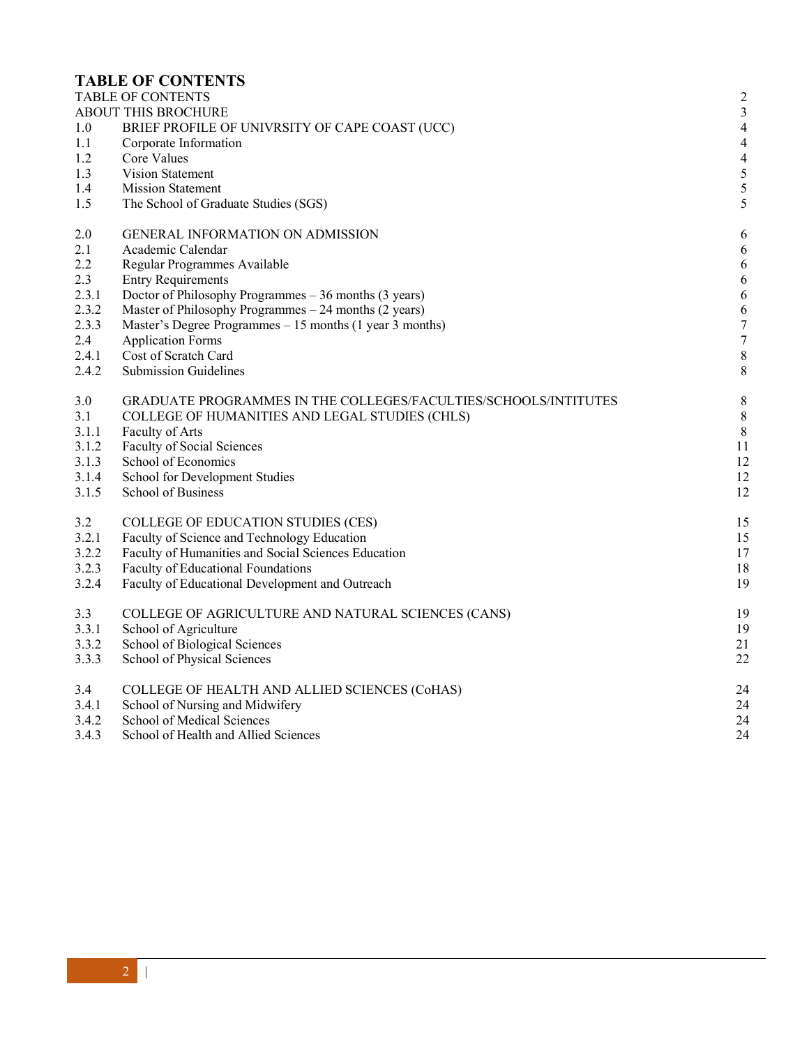# TABLE OF CONTENTS

| | | |
|---|---|---|
| | TABLE OF CONTENTS | 2 |
| | ABOUT THIS BROCHURE | 3 |
| 1.0 | BRIEF PROFILE OF UNIVRSITY OF CAPE COAST (UCC) | 4 |
| 1.1 | Corporate Information | 4 |
| 1.2 | Core Values | 4 |
| 1.3 | Vision Statement | 5 |
| 1.4 | Mission Statement | 5 |
| 1.5 | The School of Graduate Studies (SGS) | 5 |
| | | |
| 2.0 | GENERAL INFORMATION ON ADMISSION | 6 |
| 2.1 | Academic Calendar | 6 |
| 2.2 | Regular Programmes Available | 6 |
| 2.3 | Entry Requirements | 6 |
| 2.3.1 | Doctor of Philosophy Programmes – 36 months (3 years) | 6 |
| 2.3.2 | Master of Philosophy Programmes – 24 months (2 years) | 6 |
| 2.3.3 | Master's Degree Programmes – 15 months (1 year 3 months) | 7 |
| 2.4 | Application Forms | 7 |
| 2.4.1 | Cost of Scratch Card | 8 |
| 2.4.2 | Submission Guidelines | 8 |
| | | |
| 3.0 | GRADUATE PROGRAMMES IN THE COLLEGES/FACULTIES/SCHOOLS/INTITUTES | 8 |
| 3.1 | COLLEGE OF HUMANITIES AND LEGAL STUDIES (CHLS) | 8 |
| 3.1.1 | Faculty of Arts | 8 |
| 3.1.2 | Faculty of Social Sciences | 11 |
| 3.1.3 | School of Economics | 12 |
| 3.1.4 | School for Development Studies | 12 |
| 3.1.5 | School of Business | 12 |
| | | |
| 3.2 | COLLEGE OF EDUCATION STUDIES (CES) | 15 |
| 3.2.1 | Faculty of Science and Technology Education | 15 |
| 3.2.2 | Faculty of Humanities and Social Sciences Education | 17 |
| 3.2.3 | Faculty of Educational Foundations | 18 |
| 3.2.4 | Faculty of Educational Development and Outreach | 19 |
| | | |
| 3.3 | COLLEGE OF AGRICULTURE AND NATURAL SCIENCES (CANS) | 19 |
| 3.3.1 | School of Agriculture | 19 |
| 3.3.2 | School of Biological Sciences | 21 |
| 3.3.3 | School of Physical Sciences | 22 |
| | | |
| 3.4 | COLLEGE OF HEALTH AND ALLIED SCIENCES (CoHAS) | 24 |
| 3.4.1 | School of Nursing and Midwifery | 24 |
| 3.4.2 | School of Medical Sciences | 24 |
| 3.4.3 | School of Health and Allied Sciences | 24 |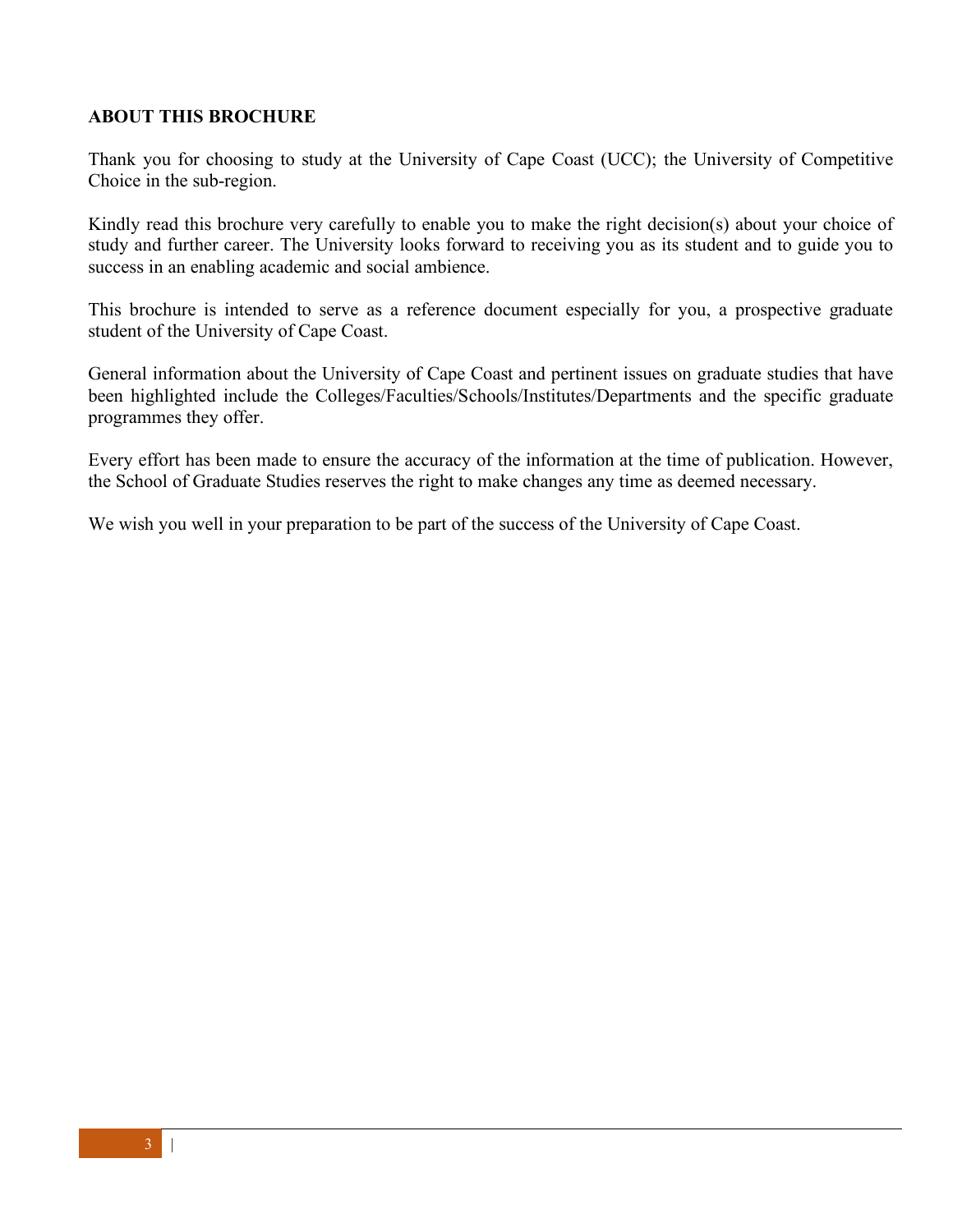## ABOUT THIS BROCHURE

Thank you for choosing to study at the University of Cape Coast (UCC); the University of Competitive Choice in the sub-region.

Kindly read this brochure very carefully to enable you to make the right decision(s) about your choice of study and further career. The University looks forward to receiving you as its student and to guide you to success in an enabling academic and social ambience.

This brochure is intended to serve as a reference document especially for you, a prospective graduate student of the University of Cape Coast.

General information about the University of Cape Coast and pertinent issues on graduate studies that have been highlighted include the Colleges/Faculties/Schools/Institutes/Departments and the specific graduate programmes they offer.

Every effort has been made to ensure the accuracy of the information at the time of publication. However, the School of Graduate Studies reserves the right to make changes any time as deemed necessary.

We wish you well in your preparation to be part of the success of the University of Cape Coast.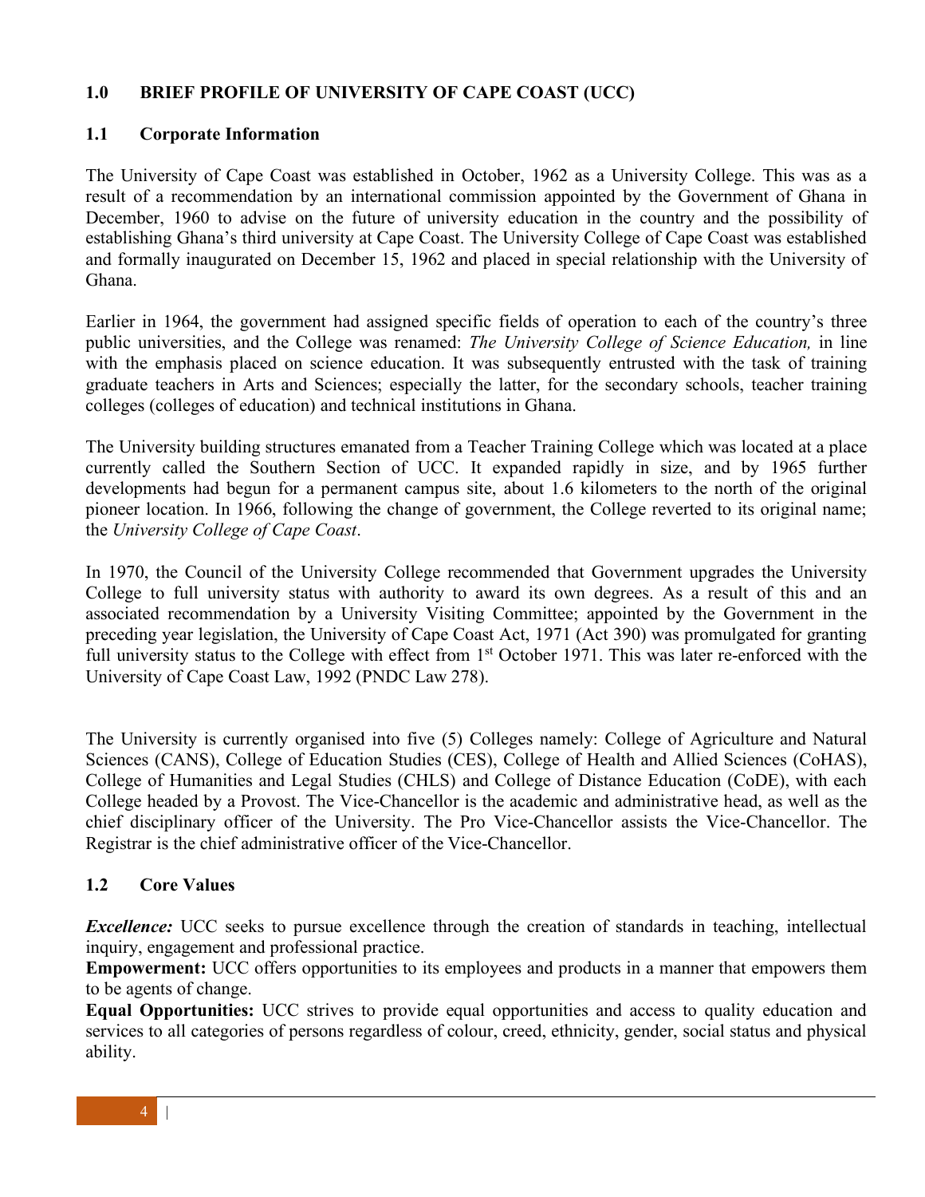## 1.0 BRIEF PROFILE OF UNIVERSITY OF CAPE COAST (UCC)

### 1.1 Corporate Information

The University of Cape Coast was established in October, 1962 as a University College. This was as a result of a recommendation by an international commission appointed by the Government of Ghana in December, 1960 to advise on the future of university education in the country and the possibility of establishing Ghana's third university at Cape Coast. The University College of Cape Coast was established and formally inaugurated on December 15, 1962 and placed in special relationship with the University of Ghana.

Earlier in 1964, the government had assigned specific fields of operation to each of the country's three public universities, and the College was renamed: *The University College of Science Education,* in line with the emphasis placed on science education. It was subsequently entrusted with the task of training graduate teachers in Arts and Sciences; especially the latter, for the secondary schools, teacher training colleges (colleges of education) and technical institutions in Ghana.

The University building structures emanated from a Teacher Training College which was located at a place currently called the Southern Section of UCC. It expanded rapidly in size, and by 1965 further developments had begun for a permanent campus site, about 1.6 kilometers to the north of the original pioneer location. In 1966, following the change of government, the College reverted to its original name; the *University College of Cape Coast*.

In 1970, the Council of the University College recommended that Government upgrades the University College to full university status with authority to award its own degrees. As a result of this and an associated recommendation by a University Visiting Committee; appointed by the Government in the preceding year legislation, the University of Cape Coast Act, 1971 (Act 390) was promulgated for granting full university status to the College with effect from 1st October 1971. This was later re-enforced with the University of Cape Coast Law, 1992 (PNDC Law 278).

The University is currently organised into five (5) Colleges namely: College of Agriculture and Natural Sciences (CANS), College of Education Studies (CES), College of Health and Allied Sciences (CoHAS), College of Humanities and Legal Studies (CHLS) and College of Distance Education (CoDE), with each College headed by a Provost. The Vice-Chancellor is the academic and administrative head, as well as the chief disciplinary officer of the University. The Pro Vice-Chancellor assists the Vice-Chancellor. The Registrar is the chief administrative officer of the Vice-Chancellor.

### 1.2 Core Values

***Excellence:*** UCC seeks to pursue excellence through the creation of standards in teaching, intellectual inquiry, engagement and professional practice.

**Empowerment:** UCC offers opportunities to its employees and products in a manner that empowers them to be agents of change.

**Equal Opportunities:** UCC strives to provide equal opportunities and access to quality education and services to all categories of persons regardless of colour, creed, ethnicity, gender, social status and physical ability.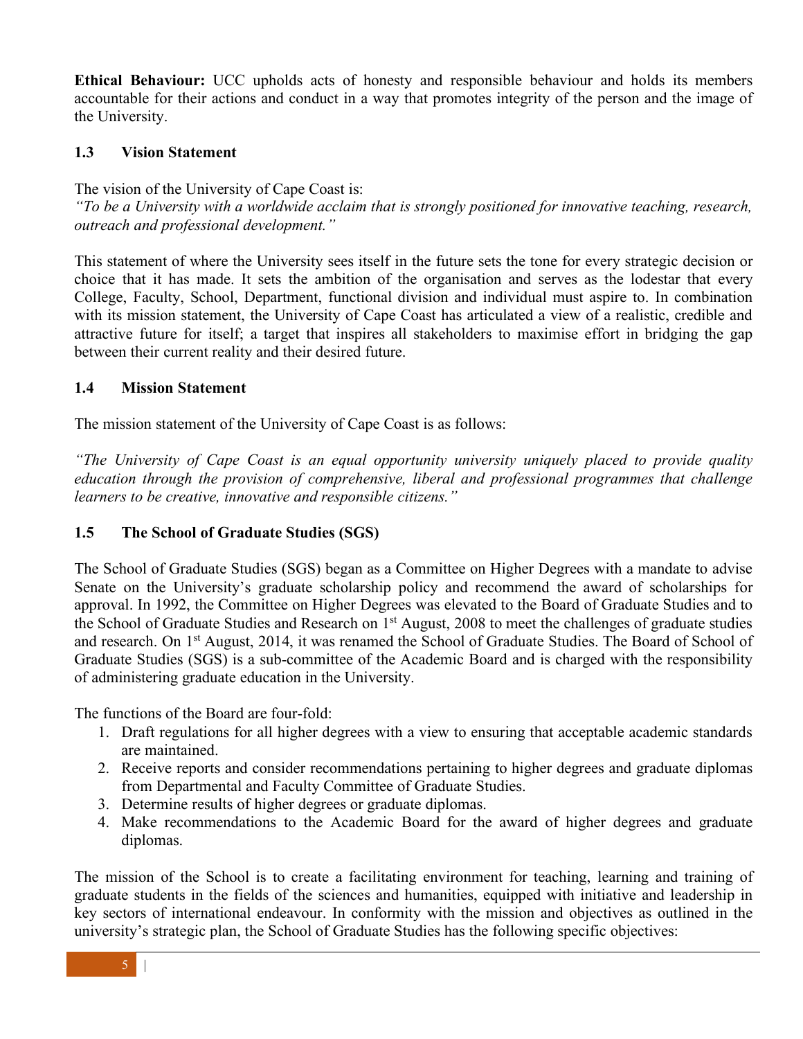**Ethical Behaviour:** UCC upholds acts of honesty and responsible behaviour and holds its members accountable for their actions and conduct in a way that promotes integrity of the person and the image of the University.

### 1.3 Vision Statement

The vision of the University of Cape Coast is:
*"To be a University with a worldwide acclaim that is strongly positioned for innovative teaching, research, outreach and professional development."*

This statement of where the University sees itself in the future sets the tone for every strategic decision or choice that it has made. It sets the ambition of the organisation and serves as the lodestar that every College, Faculty, School, Department, functional division and individual must aspire to. In combination with its mission statement, the University of Cape Coast has articulated a view of a realistic, credible and attractive future for itself; a target that inspires all stakeholders to maximise effort in bridging the gap between their current reality and their desired future.

### 1.4 Mission Statement

The mission statement of the University of Cape Coast is as follows:

*"The University of Cape Coast is an equal opportunity university uniquely placed to provide quality education through the provision of comprehensive, liberal and professional programmes that challenge learners to be creative, innovative and responsible citizens."*

### 1.5 The School of Graduate Studies (SGS)

The School of Graduate Studies (SGS) began as a Committee on Higher Degrees with a mandate to advise Senate on the University's graduate scholarship policy and recommend the award of scholarships for approval. In 1992, the Committee on Higher Degrees was elevated to the Board of Graduate Studies and to the School of Graduate Studies and Research on 1st August, 2008 to meet the challenges of graduate studies and research. On 1st August, 2014, it was renamed the School of Graduate Studies. The Board of School of Graduate Studies (SGS) is a sub-committee of the Academic Board and is charged with the responsibility of administering graduate education in the University.

The functions of the Board are four-fold:

1. Draft regulations for all higher degrees with a view to ensuring that acceptable academic standards are maintained.
2. Receive reports and consider recommendations pertaining to higher degrees and graduate diplomas from Departmental and Faculty Committee of Graduate Studies.
3. Determine results of higher degrees or graduate diplomas.
4. Make recommendations to the Academic Board for the award of higher degrees and graduate diplomas.

The mission of the School is to create a facilitating environment for teaching, learning and training of graduate students in the fields of the sciences and humanities, equipped with initiative and leadership in key sectors of international endeavour. In conformity with the mission and objectives as outlined in the university's strategic plan, the School of Graduate Studies has the following specific objectives: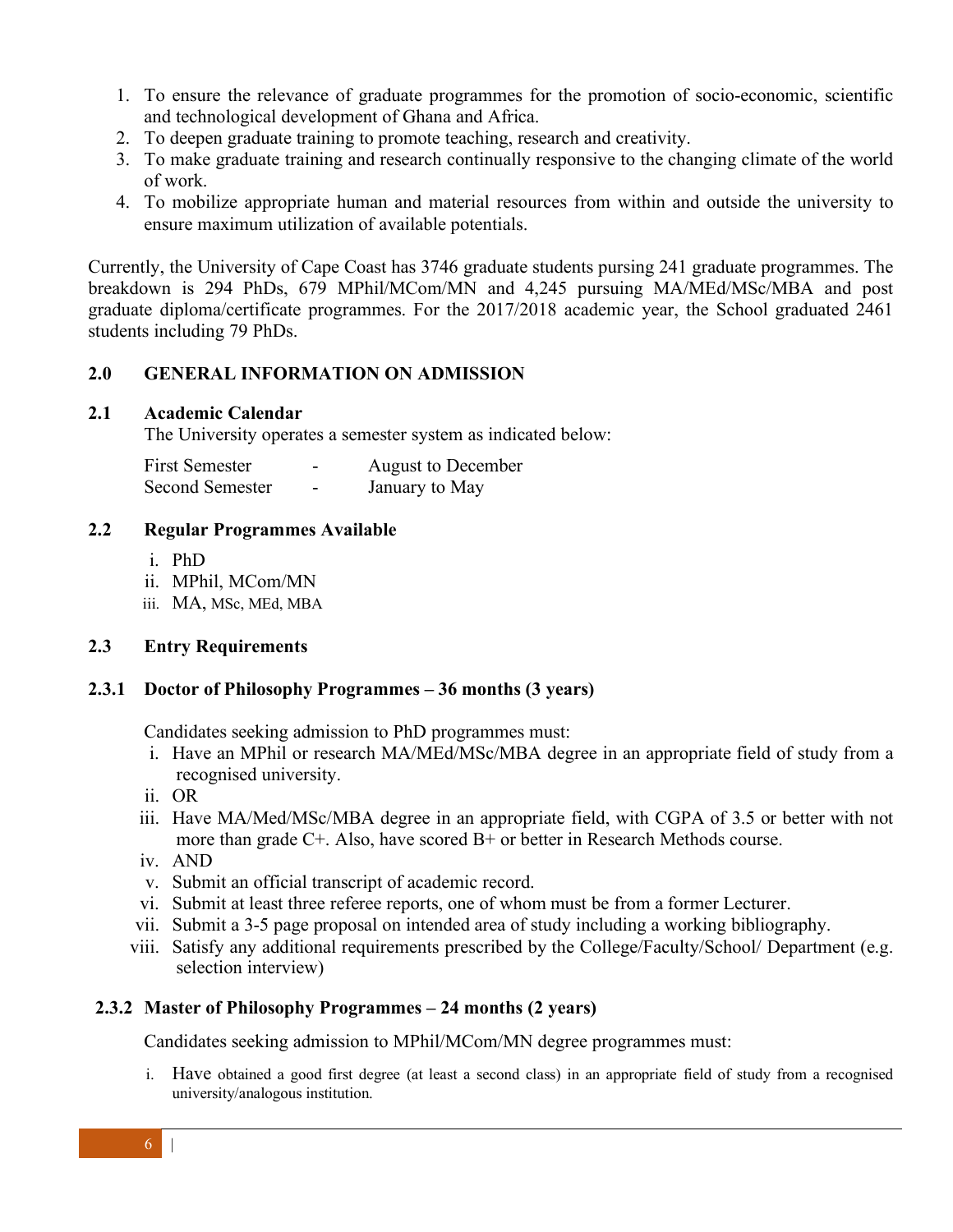1. To ensure the relevance of graduate programmes for the promotion of socio-economic, scientific and technological development of Ghana and Africa.
2. To deepen graduate training to promote teaching, research and creativity.
3. To make graduate training and research continually responsive to the changing climate of the world of work.
4. To mobilize appropriate human and material resources from within and outside the university to ensure maximum utilization of available potentials.

Currently, the University of Cape Coast has 3746 graduate students pursing 241 graduate programmes. The breakdown is 294 PhDs, 679 MPhil/MCom/MN and 4,245 pursuing MA/MEd/MSc/MBA and post graduate diploma/certificate programmes. For the 2017/2018 academic year, the School graduated 2461 students including 79 PhDs.

## 2.0 GENERAL INFORMATION ON ADMISSION

### 2.1 Academic Calendar

The University operates a semester system as indicated below:

| | | |
|---|---|---|
| First Semester | - | August to December |
| Second Semester | - | January to May |

### 2.2 Regular Programmes Available

i. PhD
ii. MPhil, MCom/MN
iii. MA, MSc, MEd, MBA

### 2.3 Entry Requirements

#### 2.3.1 Doctor of Philosophy Programmes – 36 months (3 years)

Candidates seeking admission to PhD programmes must:

i. Have an MPhil or research MA/MEd/MSc/MBA degree in an appropriate field of study from a recognised university.
ii. OR
iii. Have MA/Med/MSc/MBA degree in an appropriate field, with CGPA of 3.5 or better with not more than grade C+. Also, have scored B+ or better in Research Methods course.
iv. AND
v. Submit an official transcript of academic record.
vi. Submit at least three referee reports, one of whom must be from a former Lecturer.
vii. Submit a 3-5 page proposal on intended area of study including a working bibliography.
viii. Satisfy any additional requirements prescribed by the College/Faculty/School/ Department (e.g. selection interview)

#### 2.3.2 Master of Philosophy Programmes – 24 months (2 years)

Candidates seeking admission to MPhil/MCom/MN degree programmes must:

i. Have obtained a good first degree (at least a second class) in an appropriate field of study from a recognised university/analogous institution.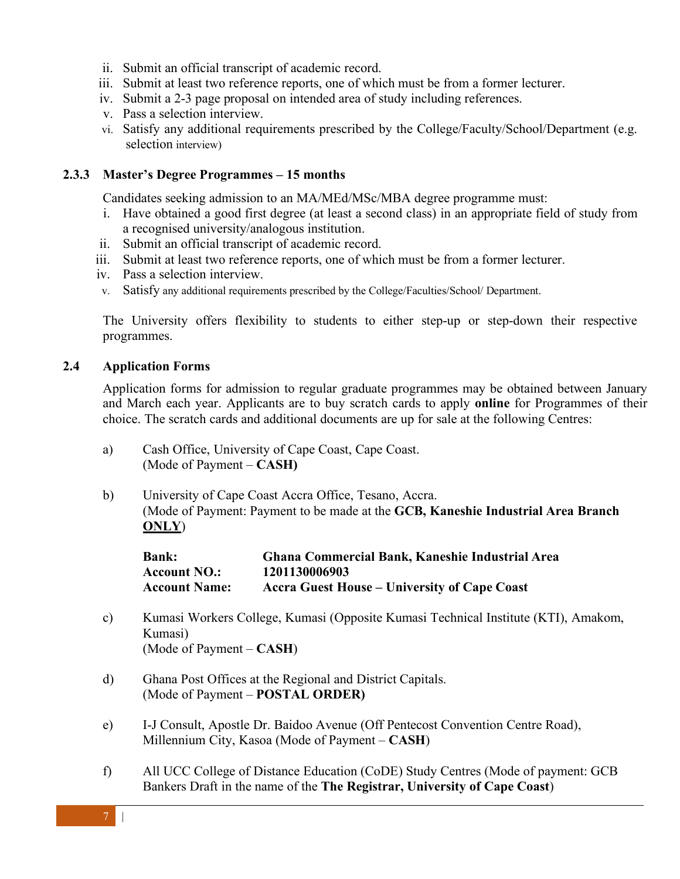ii. Submit an official transcript of academic record.
iii. Submit at least two reference reports, one of which must be from a former lecturer.
iv. Submit a 2-3 page proposal on intended area of study including references.
v. Pass a selection interview.
vi. Satisfy any additional requirements prescribed by the College/Faculty/School/Department (e.g. selection interview)

### 2.3.3 Master's Degree Programmes – 15 months

Candidates seeking admission to an MA/MEd/MSc/MBA degree programme must:

i. Have obtained a good first degree (at least a second class) in an appropriate field of study from a recognised university/analogous institution.
ii. Submit an official transcript of academic record.
iii. Submit at least two reference reports, one of which must be from a former lecturer.
iv. Pass a selection interview.
v. Satisfy any additional requirements prescribed by the College/Faculties/School/ Department.

The University offers flexibility to students to either step-up or step-down their respective programmes.

## 2.4 Application Forms

Application forms for admission to regular graduate programmes may be obtained between January and March each year. Applicants are to buy scratch cards to apply **online** for Programmes of their choice. The scratch cards and additional documents are up for sale at the following Centres:

a) Cash Office, University of Cape Coast, Cape Coast.
(Mode of Payment – **CASH)**

b) University of Cape Coast Accra Office, Tesano, Accra.
(Mode of Payment: Payment to be made at the **GCB, Kaneshie Industrial Area Branch ONLY**)

| | |
|---|---|
| **Bank:** | **Ghana Commercial Bank, Kaneshie Industrial Area** |
| **Account NO.:** | **1201130006903** |
| **Account Name:** | **Accra Guest House – University of Cape Coast** |

c) Kumasi Workers College, Kumasi (Opposite Kumasi Technical Institute (KTI), Amakom, Kumasi)
(Mode of Payment – **CASH**)

d) Ghana Post Offices at the Regional and District Capitals.
(Mode of Payment – **POSTAL ORDER)**

e) I-J Consult, Apostle Dr. Baidoo Avenue (Off Pentecost Convention Centre Road), Millennium City, Kasoa (Mode of Payment – **CASH**)

f) All UCC College of Distance Education (CoDE) Study Centres (Mode of payment: GCB Bankers Draft in the name of the **The Registrar, University of Cape Coast**)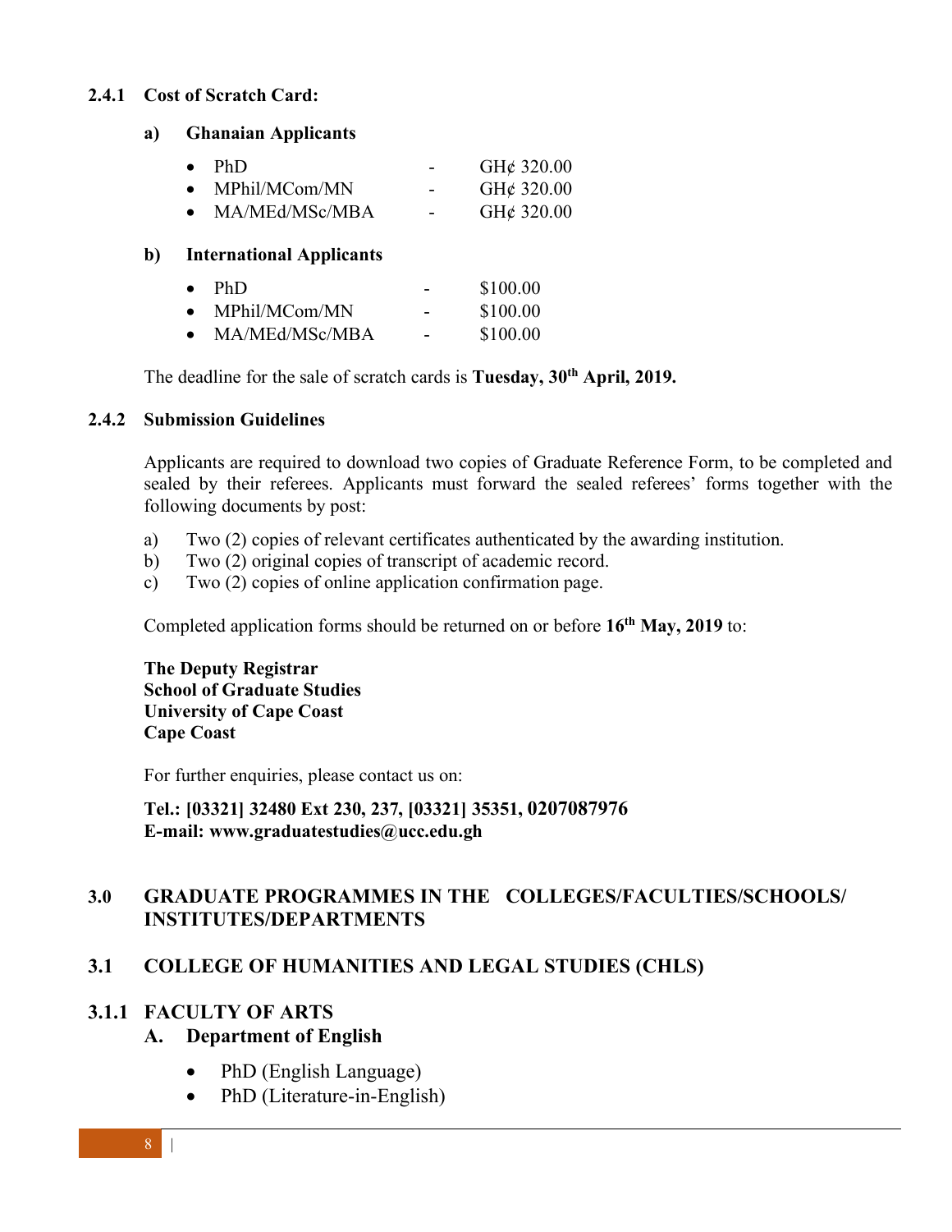#### 2.4.1 Cost of Scratch Card:

**a) Ghanaian Applicants**

- PhD - GH¢ 320.00
- MPhil/MCom/MN - GH¢ 320.00
- MA/MEd/MSc/MBA - GH¢ 320.00

**b) International Applicants**

- PhD - \$100.00
- MPhil/MCom/MN - \$100.00
- MA/MEd/MSc/MBA - \$100.00

The deadline for the sale of scratch cards is **Tuesday, 30th April, 2019.**

#### 2.4.2 Submission Guidelines

Applicants are required to download two copies of Graduate Reference Form, to be completed and sealed by their referees. Applicants must forward the sealed referees' forms together with the following documents by post:

a) Two (2) copies of relevant certificates authenticated by the awarding institution.
b) Two (2) original copies of transcript of academic record.
c) Two (2) copies of online application confirmation page.

Completed application forms should be returned on or before **16th May, 2019** to:

**The Deputy Registrar**
**School of Graduate Studies**
**University of Cape Coast**
**Cape Coast**

For further enquiries, please contact us on:

**Tel.: [03321] 32480 Ext 230, 237, [03321] 35351, 0207087976**
**E-mail: www.graduatestudies@ucc.edu.gh**

## 3.0 GRADUATE PROGRAMMES IN THE COLLEGES/FACULTIES/SCHOOLS/ INSTITUTES/DEPARTMENTS

### 3.1 COLLEGE OF HUMANITIES AND LEGAL STUDIES (CHLS)

#### 3.1.1 FACULTY OF ARTS

**A. Department of English**

- PhD (English Language)
- PhD (Literature-in-English)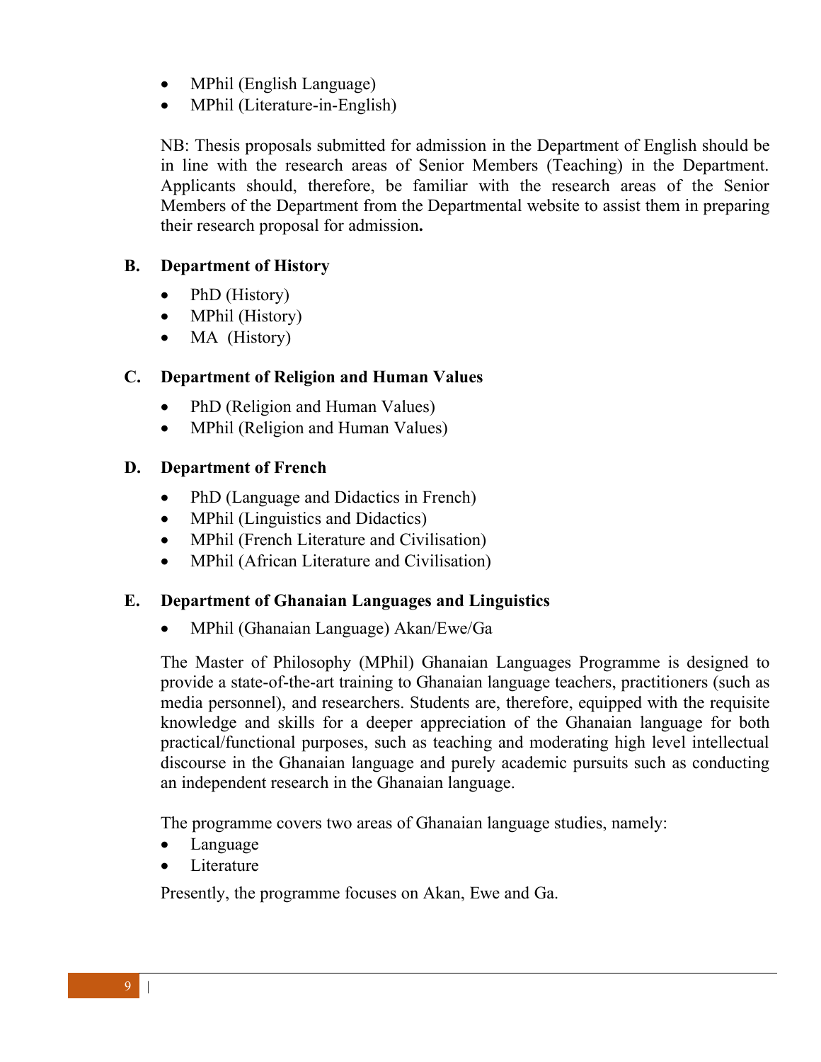- MPhil (English Language)
- MPhil (Literature-in-English)

NB: Thesis proposals submitted for admission in the Department of English should be in line with the research areas of Senior Members (Teaching) in the Department. Applicants should, therefore, be familiar with the research areas of the Senior Members of the Department from the Departmental website to assist them in preparing their research proposal for admission**.**

### B. Department of History

- PhD (History)
- MPhil (History)
- MA (History)

### C. Department of Religion and Human Values

- PhD (Religion and Human Values)
- MPhil (Religion and Human Values)

### D. Department of French

- PhD (Language and Didactics in French)
- MPhil (Linguistics and Didactics)
- MPhil (French Literature and Civilisation)
- MPhil (African Literature and Civilisation)

### E. Department of Ghanaian Languages and Linguistics

- MPhil (Ghanaian Language) Akan/Ewe/Ga

The Master of Philosophy (MPhil) Ghanaian Languages Programme is designed to provide a state-of-the-art training to Ghanaian language teachers, practitioners (such as media personnel), and researchers. Students are, therefore, equipped with the requisite knowledge and skills for a deeper appreciation of the Ghanaian language for both practical/functional purposes, such as teaching and moderating high level intellectual discourse in the Ghanaian language and purely academic pursuits such as conducting an independent research in the Ghanaian language.

The programme covers two areas of Ghanaian language studies, namely:

- Language
- Literature

Presently, the programme focuses on Akan, Ewe and Ga.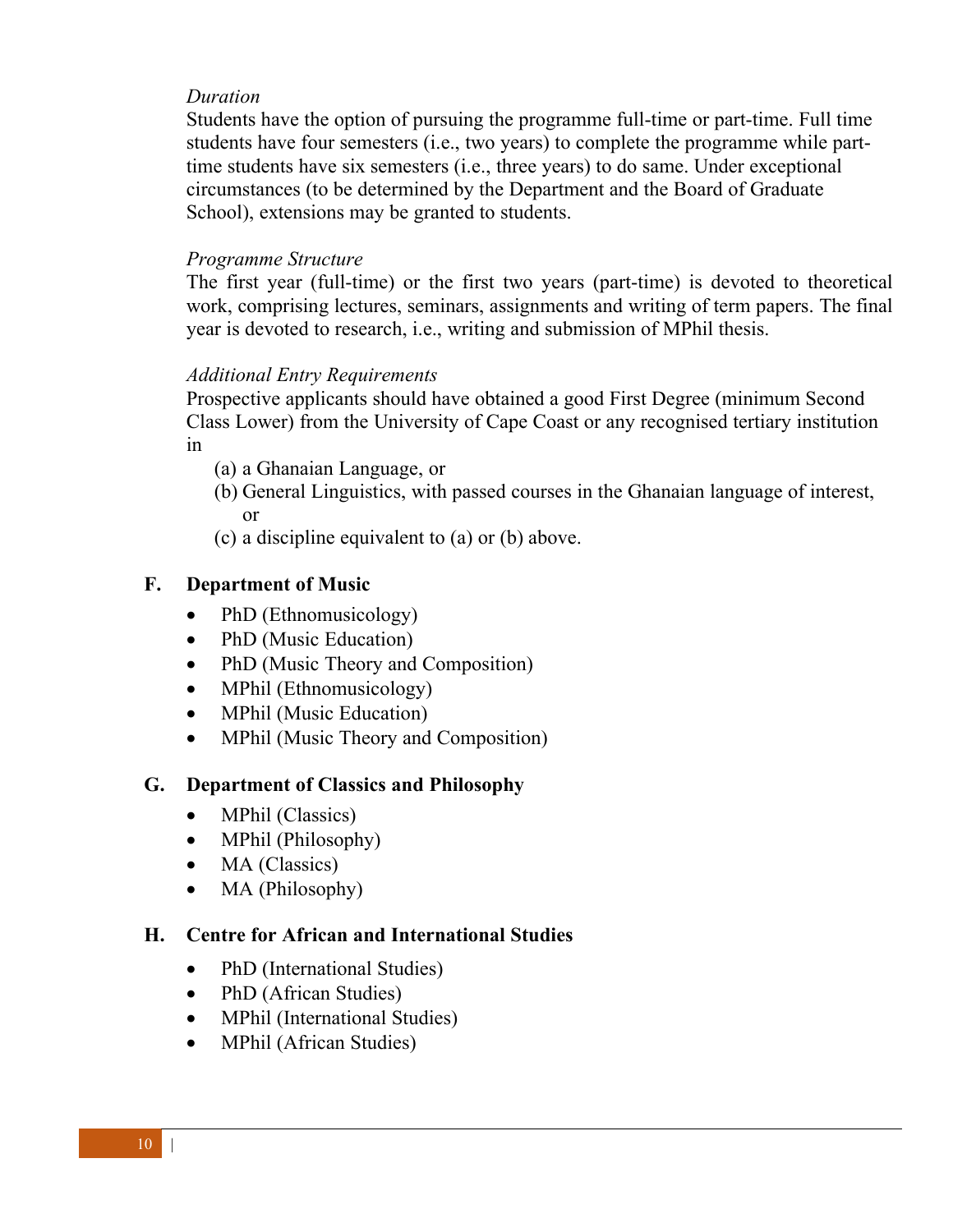*Duration*

Students have the option of pursuing the programme full-time or part-time. Full time students have four semesters (i.e., two years) to complete the programme while part-time students have six semesters (i.e., three years) to do same. Under exceptional circumstances (to be determined by the Department and the Board of Graduate School), extensions may be granted to students.

*Programme Structure*

The first year (full-time) or the first two years (part-time) is devoted to theoretical work, comprising lectures, seminars, assignments and writing of term papers. The final year is devoted to research, i.e., writing and submission of MPhil thesis.

*Additional Entry Requirements*

Prospective applicants should have obtained a good First Degree (minimum Second Class Lower) from the University of Cape Coast or any recognised tertiary institution in

(a) a Ghanaian Language, or
(b) General Linguistics, with passed courses in the Ghanaian language of interest, or
(c) a discipline equivalent to (a) or (b) above.

## F. Department of Music

- PhD (Ethnomusicology)
- PhD (Music Education)
- PhD (Music Theory and Composition)
- MPhil (Ethnomusicology)
- MPhil (Music Education)
- MPhil (Music Theory and Composition)

## G. Department of Classics and Philosophy

- MPhil (Classics)
- MPhil (Philosophy)
- MA (Classics)
- MA (Philosophy)

## H. Centre for African and International Studies

- PhD (International Studies)
- PhD (African Studies)
- MPhil (International Studies)
- MPhil (African Studies)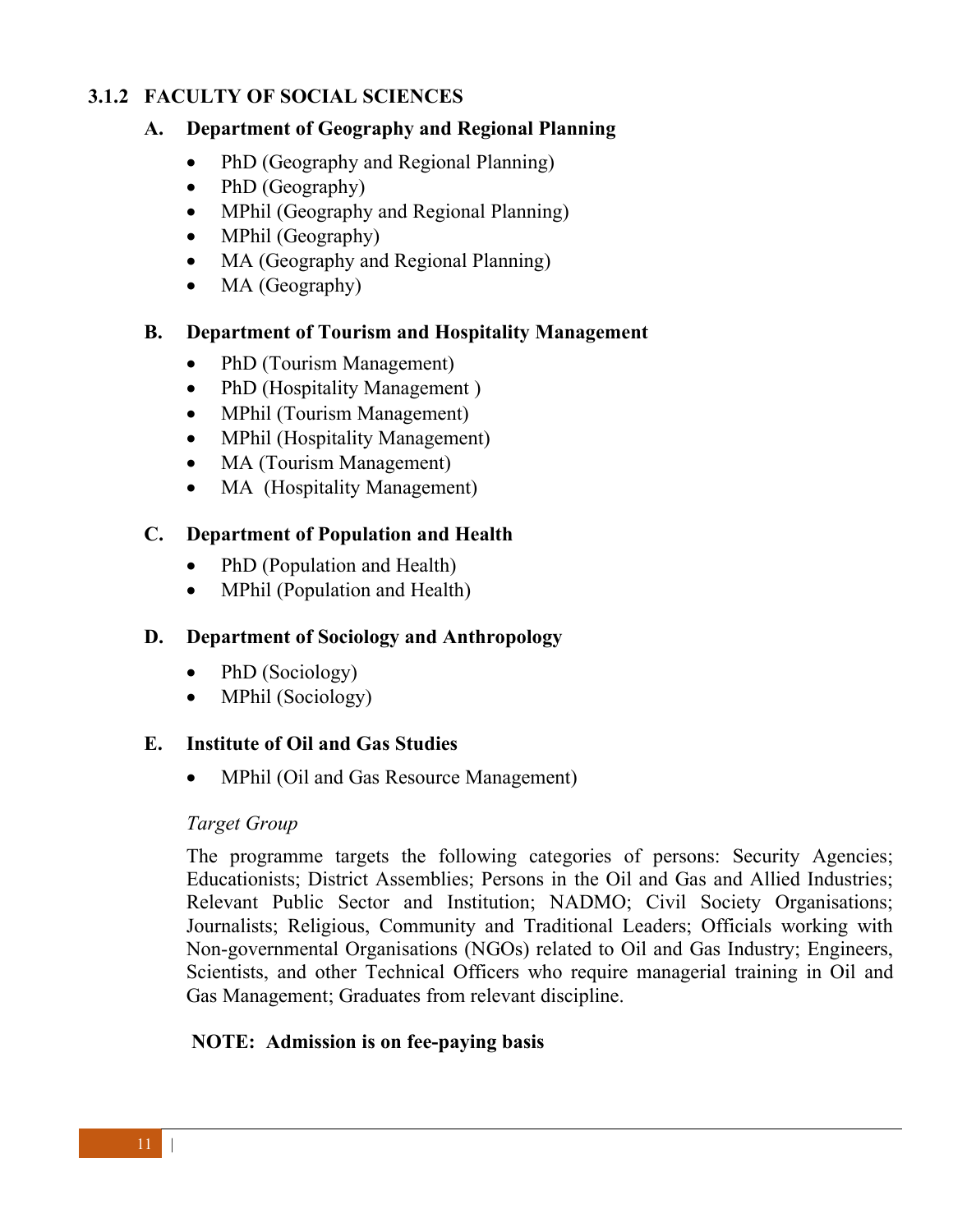### 3.1.2 FACULTY OF SOCIAL SCIENCES

#### A. Department of Geography and Regional Planning

- PhD (Geography and Regional Planning)
- PhD (Geography)
- MPhil (Geography and Regional Planning)
- MPhil (Geography)
- MA (Geography and Regional Planning)
- MA (Geography)

#### B. Department of Tourism and Hospitality Management

- PhD (Tourism Management)
- PhD (Hospitality Management )
- MPhil (Tourism Management)
- MPhil (Hospitality Management)
- MA (Tourism Management)
- MA (Hospitality Management)

#### C. Department of Population and Health

- PhD (Population and Health)
- MPhil (Population and Health)

#### D. Department of Sociology and Anthropology

- PhD (Sociology)
- MPhil (Sociology)

#### E. Institute of Oil and Gas Studies

- MPhil (Oil and Gas Resource Management)

*Target Group*

The programme targets the following categories of persons: Security Agencies; Educationists; District Assemblies; Persons in the Oil and Gas and Allied Industries; Relevant Public Sector and Institution; NADMO; Civil Society Organisations; Journalists; Religious, Community and Traditional Leaders; Officials working with Non-governmental Organisations (NGOs) related to Oil and Gas Industry; Engineers, Scientists, and other Technical Officers who require managerial training in Oil and Gas Management; Graduates from relevant discipline.

**NOTE: Admission is on fee-paying basis**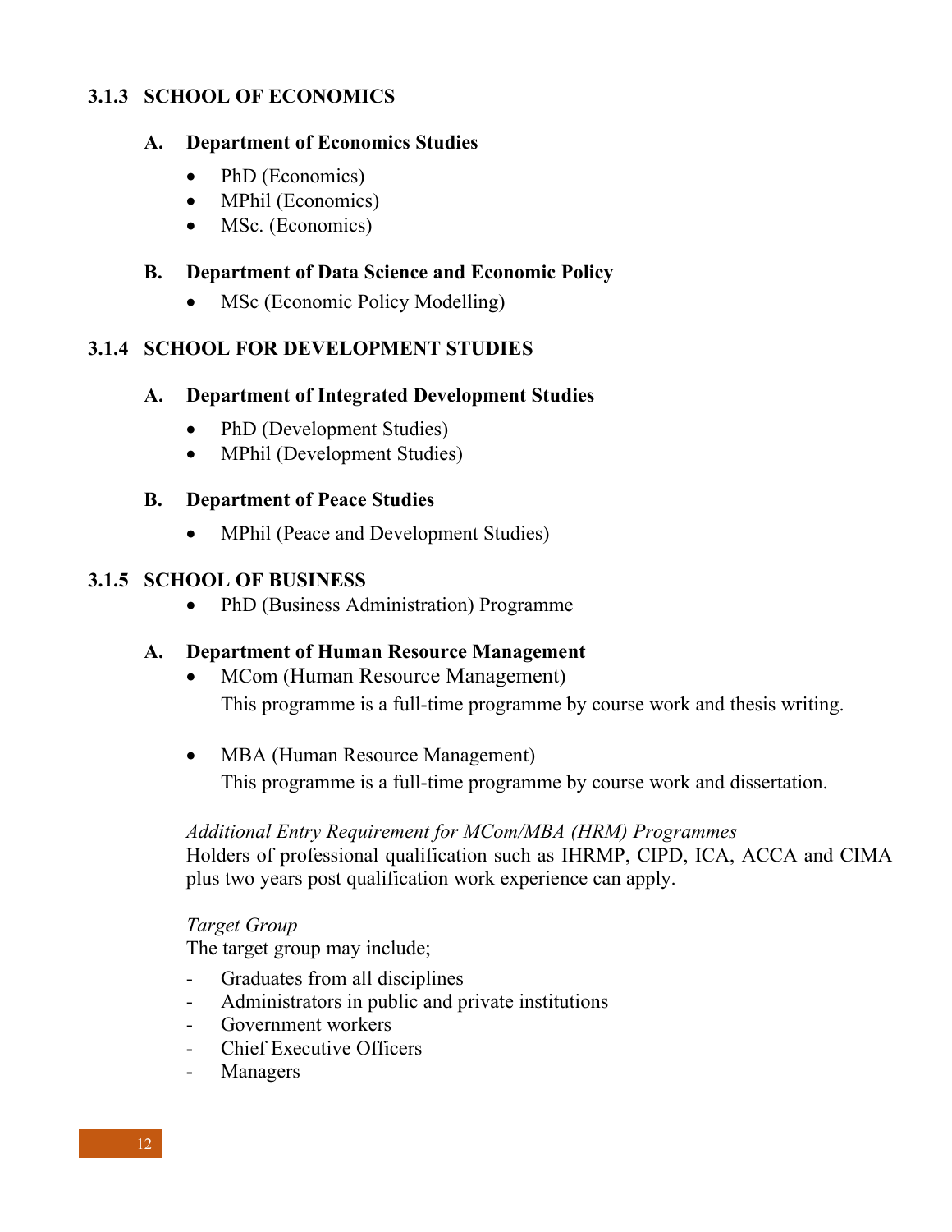### 3.1.3 SCHOOL OF ECONOMICS

#### A. Department of Economics Studies

- PhD (Economics)
- MPhil (Economics)
- MSc. (Economics)

#### B. Department of Data Science and Economic Policy

- MSc (Economic Policy Modelling)

### 3.1.4 SCHOOL FOR DEVELOPMENT STUDIES

#### A. Department of Integrated Development Studies

- PhD (Development Studies)
- MPhil (Development Studies)

#### B. Department of Peace Studies

- MPhil (Peace and Development Studies)

### 3.1.5 SCHOOL OF BUSINESS

- PhD (Business Administration) Programme

#### A. Department of Human Resource Management

- MCom (Human Resource Management)

  This programme is a full-time programme by course work and thesis writing.

- MBA (Human Resource Management)

  This programme is a full-time programme by course work and dissertation.

*Additional Entry Requirement for MCom/MBA (HRM) Programmes*

Holders of professional qualification such as IHRMP, CIPD, ICA, ACCA and CIMA plus two years post qualification work experience can apply.

*Target Group*

The target group may include;

- Graduates from all disciplines
- Administrators in public and private institutions
- Government workers
- Chief Executive Officers
- Managers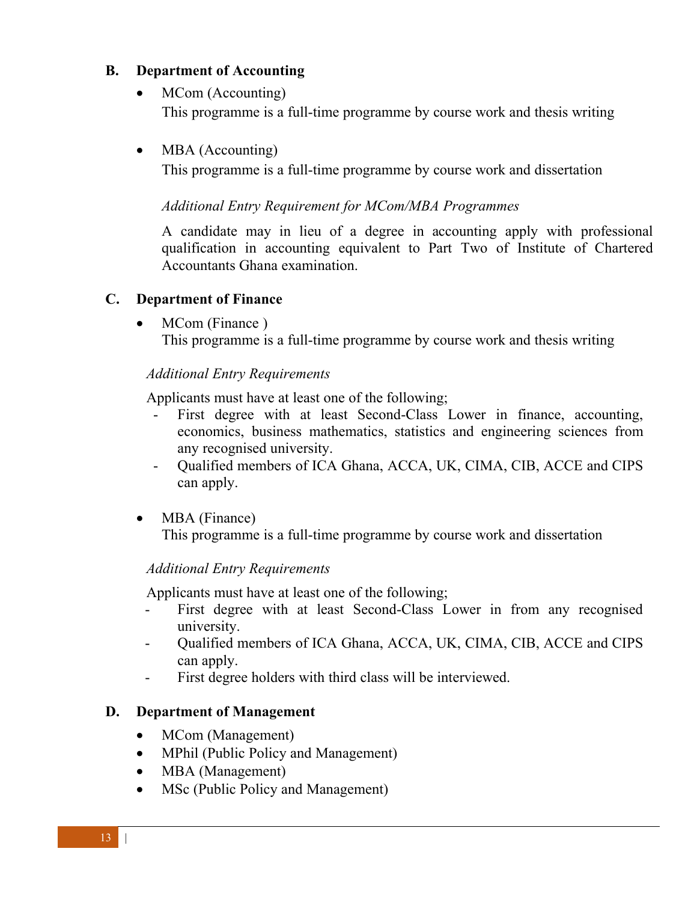## B. Department of Accounting

- MCom (Accounting)
  This programme is a full-time programme by course work and thesis writing

- MBA (Accounting)
  This programme is a full-time programme by course work and dissertation

  *Additional Entry Requirement for MCom/MBA Programmes*

  A candidate may in lieu of a degree in accounting apply with professional qualification in accounting equivalent to Part Two of Institute of Chartered Accountants Ghana examination.

## C. Department of Finance

- MCom (Finance )
  This programme is a full-time programme by course work and thesis writing

  *Additional Entry Requirements*

  Applicants must have at least one of the following;
  - First degree with at least Second-Class Lower in finance, accounting, economics, business mathematics, statistics and engineering sciences from any recognised university.
  - Qualified members of ICA Ghana, ACCA, UK, CIMA, CIB, ACCE and CIPS can apply.

- MBA (Finance)
  This programme is a full-time programme by course work and dissertation

  *Additional Entry Requirements*

  Applicants must have at least one of the following;
  - First degree with at least Second-Class Lower in from any recognised university.
  - Qualified members of ICA Ghana, ACCA, UK, CIMA, CIB, ACCE and CIPS can apply.
  - First degree holders with third class will be interviewed.

## D. Department of Management

- MCom (Management)
- MPhil (Public Policy and Management)
- MBA (Management)
- MSc (Public Policy and Management)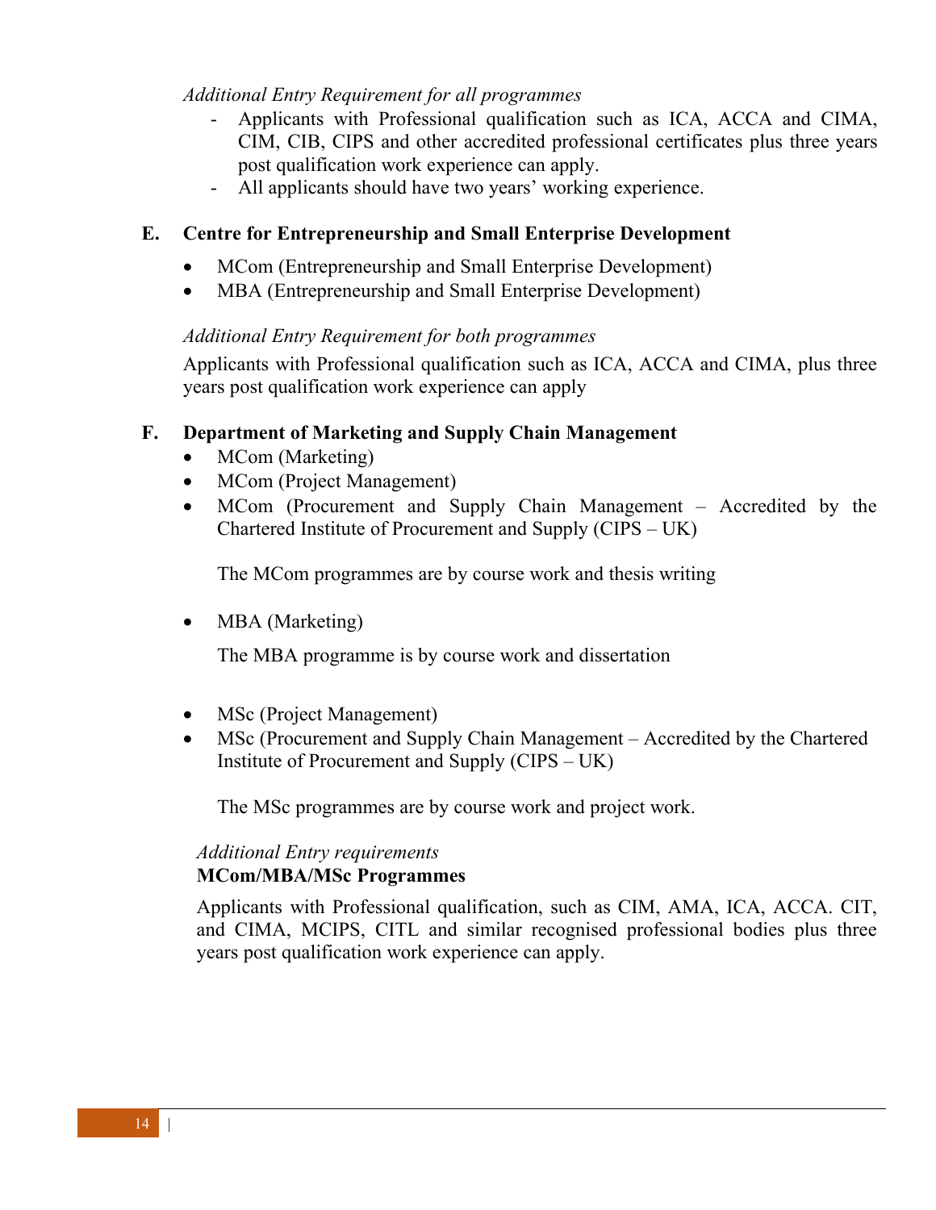*Additional Entry Requirement for all programmes*

- Applicants with Professional qualification such as ICA, ACCA and CIMA, CIM, CIB, CIPS and other accredited professional certificates plus three years post qualification work experience can apply.
- All applicants should have two years' working experience.

### E. Centre for Entrepreneurship and Small Enterprise Development

- MCom (Entrepreneurship and Small Enterprise Development)
- MBA (Entrepreneurship and Small Enterprise Development)

*Additional Entry Requirement for both programmes*

Applicants with Professional qualification such as ICA, ACCA and CIMA, plus three years post qualification work experience can apply

### F. Department of Marketing and Supply Chain Management

- MCom (Marketing)
- MCom (Project Management)
- MCom (Procurement and Supply Chain Management – Accredited by the Chartered Institute of Procurement and Supply (CIPS – UK)

  The MCom programmes are by course work and thesis writing

- MBA (Marketing)

  The MBA programme is by course work and dissertation

- MSc (Project Management)
- MSc (Procurement and Supply Chain Management – Accredited by the Chartered Institute of Procurement and Supply (CIPS – UK)

  The MSc programmes are by course work and project work.

*Additional Entry requirements*

**MCom/MBA/MSc Programmes**

Applicants with Professional qualification, such as CIM, AMA, ICA, ACCA. CIT, and CIMA, MCIPS, CITL and similar recognised professional bodies plus three years post qualification work experience can apply.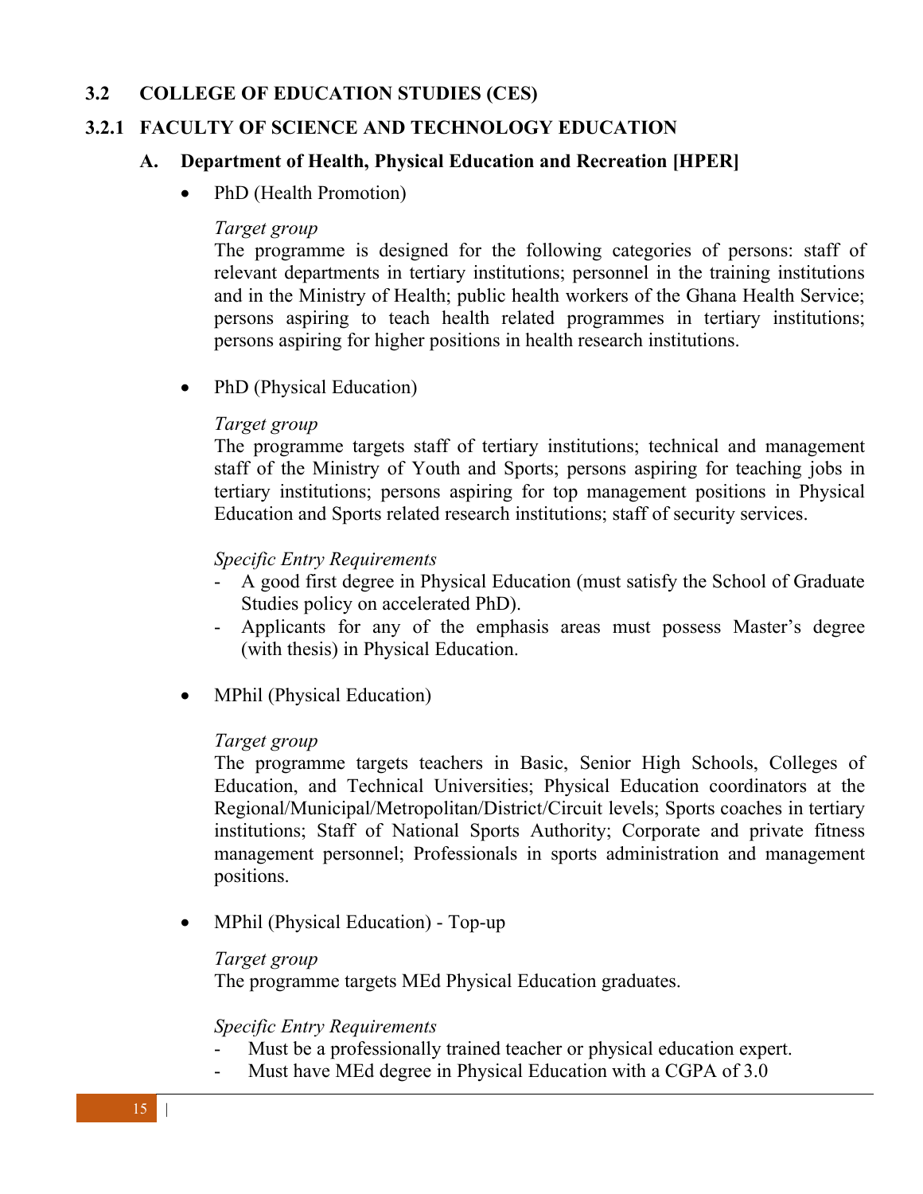## 3.2 COLLEGE OF EDUCATION STUDIES (CES)

### 3.2.1 FACULTY OF SCIENCE AND TECHNOLOGY EDUCATION

#### A. Department of Health, Physical Education and Recreation [HPER]

- PhD (Health Promotion)

  *Target group*
  The programme is designed for the following categories of persons: staff of relevant departments in tertiary institutions; personnel in the training institutions and in the Ministry of Health; public health workers of the Ghana Health Service; persons aspiring to teach health related programmes in tertiary institutions; persons aspiring for higher positions in health research institutions.

- PhD (Physical Education)

  *Target group*
  The programme targets staff of tertiary institutions; technical and management staff of the Ministry of Youth and Sports; persons aspiring for teaching jobs in tertiary institutions; persons aspiring for top management positions in Physical Education and Sports related research institutions; staff of security services.

  *Specific Entry Requirements*
  - A good first degree in Physical Education (must satisfy the School of Graduate Studies policy on accelerated PhD).
  - Applicants for any of the emphasis areas must possess Master's degree (with thesis) in Physical Education.

- MPhil (Physical Education)

  *Target group*
  The programme targets teachers in Basic, Senior High Schools, Colleges of Education, and Technical Universities; Physical Education coordinators at the Regional/Municipal/Metropolitan/District/Circuit levels; Sports coaches in tertiary institutions; Staff of National Sports Authority; Corporate and private fitness management personnel; Professionals in sports administration and management positions.

- MPhil (Physical Education) - Top-up

  *Target group*
  The programme targets MEd Physical Education graduates.

  *Specific Entry Requirements*
  - Must be a professionally trained teacher or physical education expert.
  - Must have MEd degree in Physical Education with a CGPA of 3.0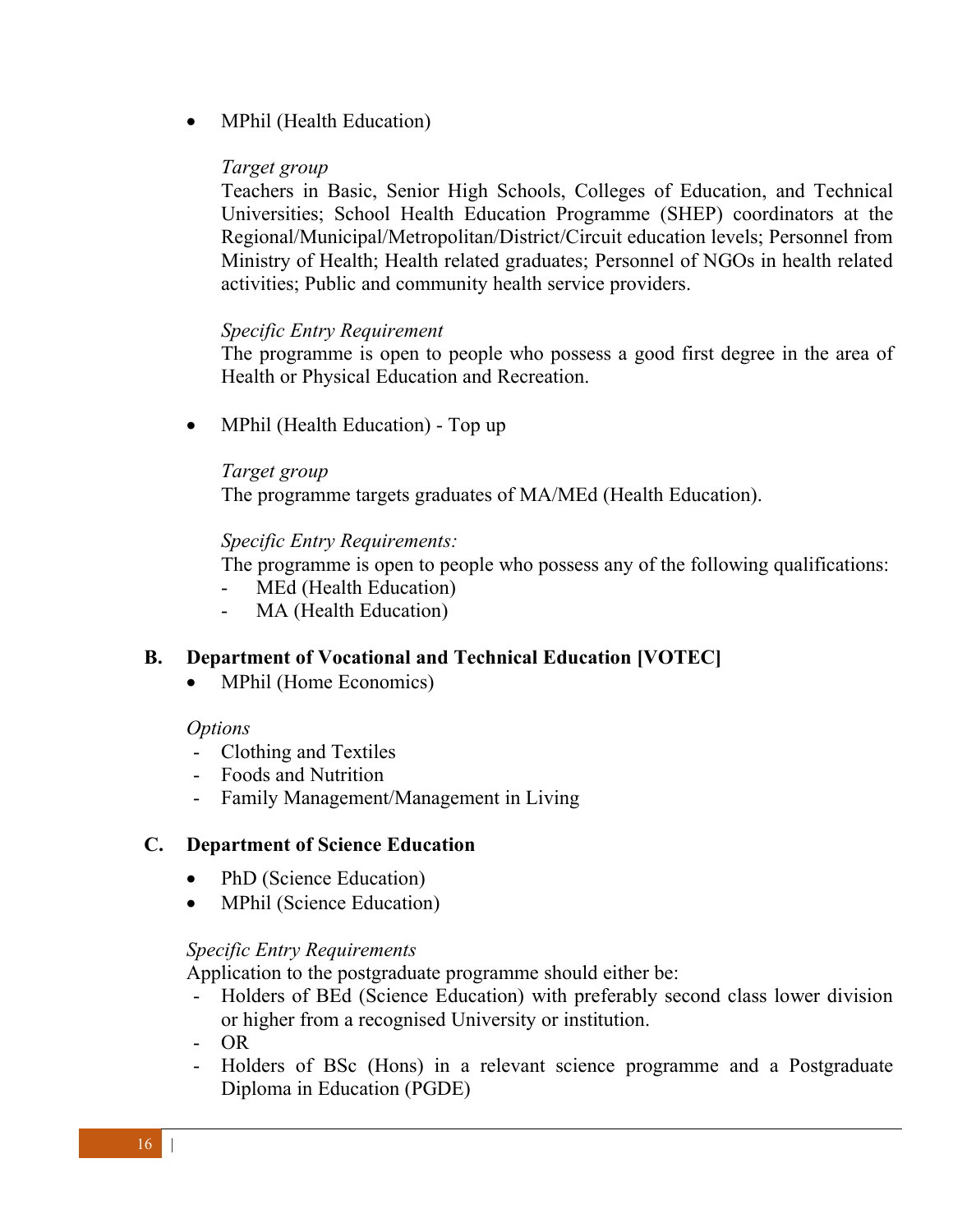- MPhil (Health Education)

  *Target group*

  Teachers in Basic, Senior High Schools, Colleges of Education, and Technical Universities; School Health Education Programme (SHEP) coordinators at the Regional/Municipal/Metropolitan/District/Circuit education levels; Personnel from Ministry of Health; Health related graduates; Personnel of NGOs in health related activities; Public and community health service providers.

  *Specific Entry Requirement*

  The programme is open to people who possess a good first degree in the area of Health or Physical Education and Recreation.

- MPhil (Health Education) - Top up

  *Target group*

  The programme targets graduates of MA/MEd (Health Education).

  *Specific Entry Requirements:*

  The programme is open to people who possess any of the following qualifications:
  - MEd (Health Education)
  - MA (Health Education)

## B. Department of Vocational and Technical Education [VOTEC]

- MPhil (Home Economics)

*Options*
- Clothing and Textiles
- Foods and Nutrition
- Family Management/Management in Living

## C. Department of Science Education

- PhD (Science Education)
- MPhil (Science Education)

*Specific Entry Requirements*

Application to the postgraduate programme should either be:
- Holders of BEd (Science Education) with preferably second class lower division or higher from a recognised University or institution.
- OR
- Holders of BSc (Hons) in a relevant science programme and a Postgraduate Diploma in Education (PGDE)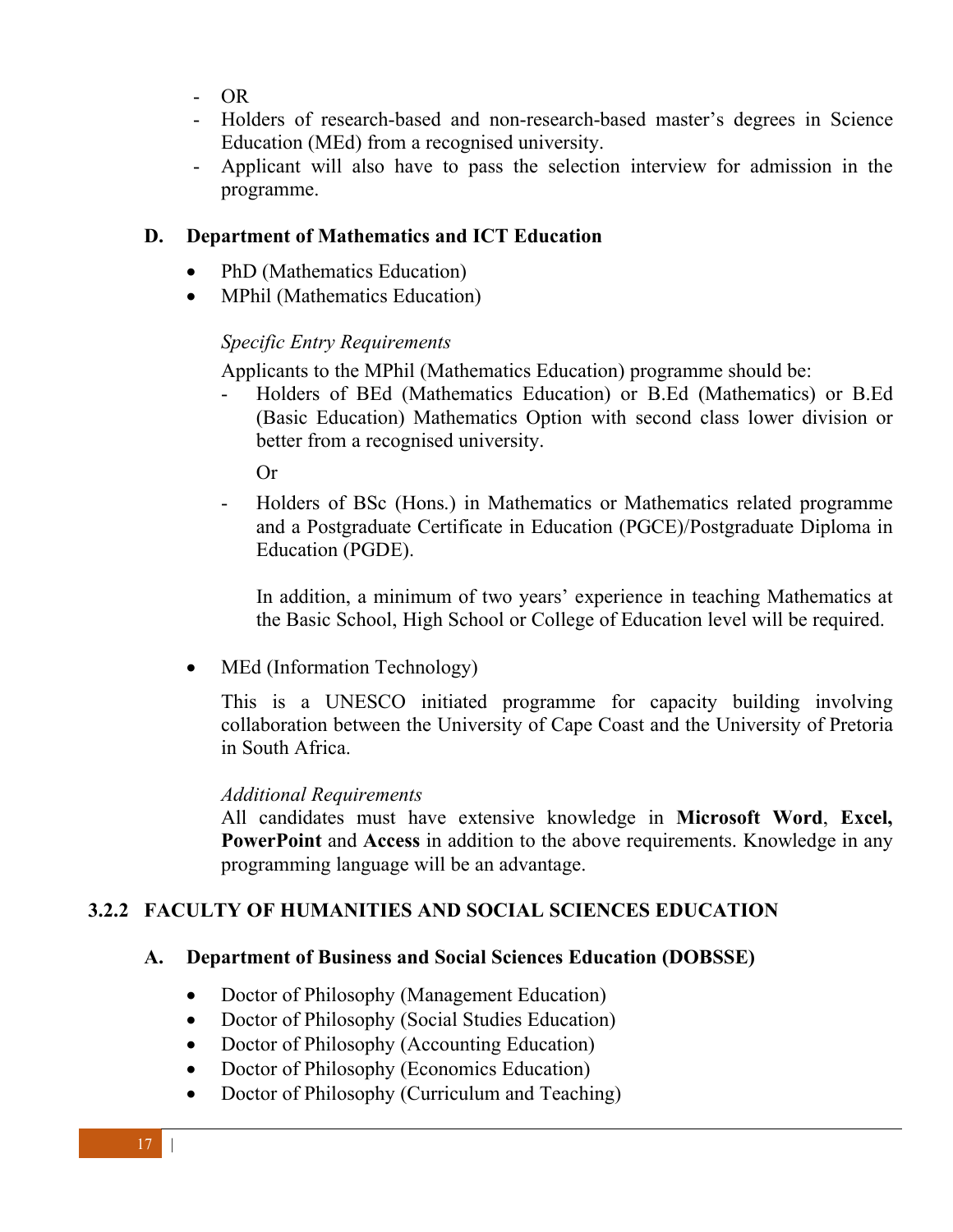- OR
- Holders of research-based and non-research-based master's degrees in Science Education (MEd) from a recognised university.
- Applicant will also have to pass the selection interview for admission in the programme.

### D. Department of Mathematics and ICT Education

- PhD (Mathematics Education)
- MPhil (Mathematics Education)

  *Specific Entry Requirements*

  Applicants to the MPhil (Mathematics Education) programme should be:

  - Holders of BEd (Mathematics Education) or B.Ed (Mathematics) or B.Ed (Basic Education) Mathematics Option with second class lower division or better from a recognised university.

    Or

  - Holders of BSc (Hons.) in Mathematics or Mathematics related programme and a Postgraduate Certificate in Education (PGCE)/Postgraduate Diploma in Education (PGDE).

    In addition, a minimum of two years' experience in teaching Mathematics at the Basic School, High School or College of Education level will be required.

- MEd (Information Technology)

  This is a UNESCO initiated programme for capacity building involving collaboration between the University of Cape Coast and the University of Pretoria in South Africa.

  *Additional Requirements*

  All candidates must have extensive knowledge in **Microsoft Word**, **Excel, PowerPoint** and **Access** in addition to the above requirements. Knowledge in any programming language will be an advantage.

## 3.2.2 FACULTY OF HUMANITIES AND SOCIAL SCIENCES EDUCATION

### A. Department of Business and Social Sciences Education (DOBSSE)

- Doctor of Philosophy (Management Education)
- Doctor of Philosophy (Social Studies Education)
- Doctor of Philosophy (Accounting Education)
- Doctor of Philosophy (Economics Education)
- Doctor of Philosophy (Curriculum and Teaching)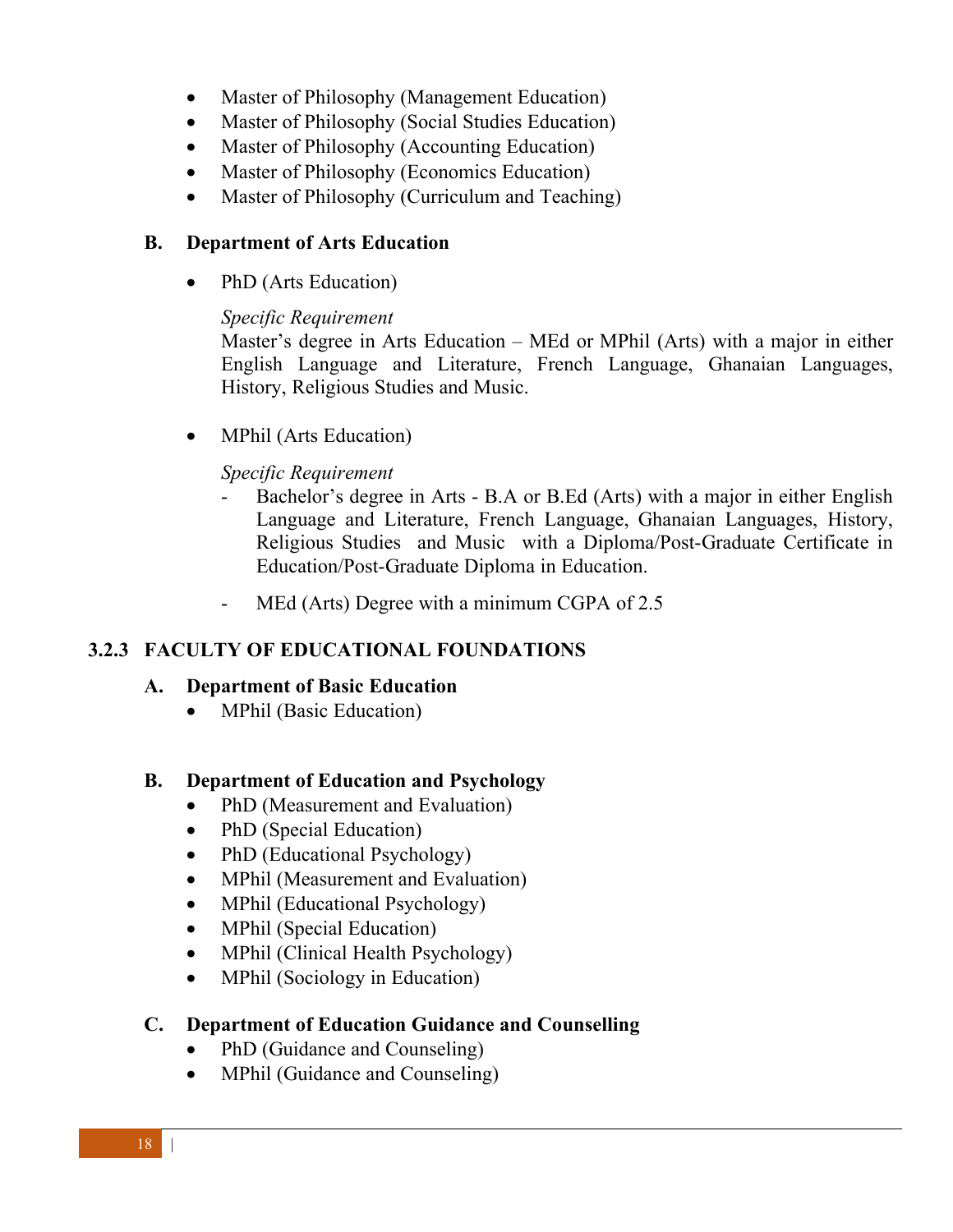- Master of Philosophy (Management Education)
- Master of Philosophy (Social Studies Education)
- Master of Philosophy (Accounting Education)
- Master of Philosophy (Economics Education)
- Master of Philosophy (Curriculum and Teaching)

#### B. Department of Arts Education

- PhD (Arts Education)

  *Specific Requirement*
  Master's degree in Arts Education – MEd or MPhil (Arts) with a major in either English Language and Literature, French Language, Ghanaian Languages, History, Religious Studies and Music.

- MPhil (Arts Education)

  *Specific Requirement*
  - Bachelor's degree in Arts - B.A or B.Ed (Arts) with a major in either English Language and Literature, French Language, Ghanaian Languages, History, Religious Studies and Music with a Diploma/Post-Graduate Certificate in Education/Post-Graduate Diploma in Education.
  - MEd (Arts) Degree with a minimum CGPA of 2.5

### 3.2.3 FACULTY OF EDUCATIONAL FOUNDATIONS

#### A. Department of Basic Education

- MPhil (Basic Education)

#### B. Department of Education and Psychology

- PhD (Measurement and Evaluation)
- PhD (Special Education)
- PhD (Educational Psychology)
- MPhil (Measurement and Evaluation)
- MPhil (Educational Psychology)
- MPhil (Special Education)
- MPhil (Clinical Health Psychology)
- MPhil (Sociology in Education)

#### C. Department of Education Guidance and Counselling

- PhD (Guidance and Counseling)
- MPhil (Guidance and Counseling)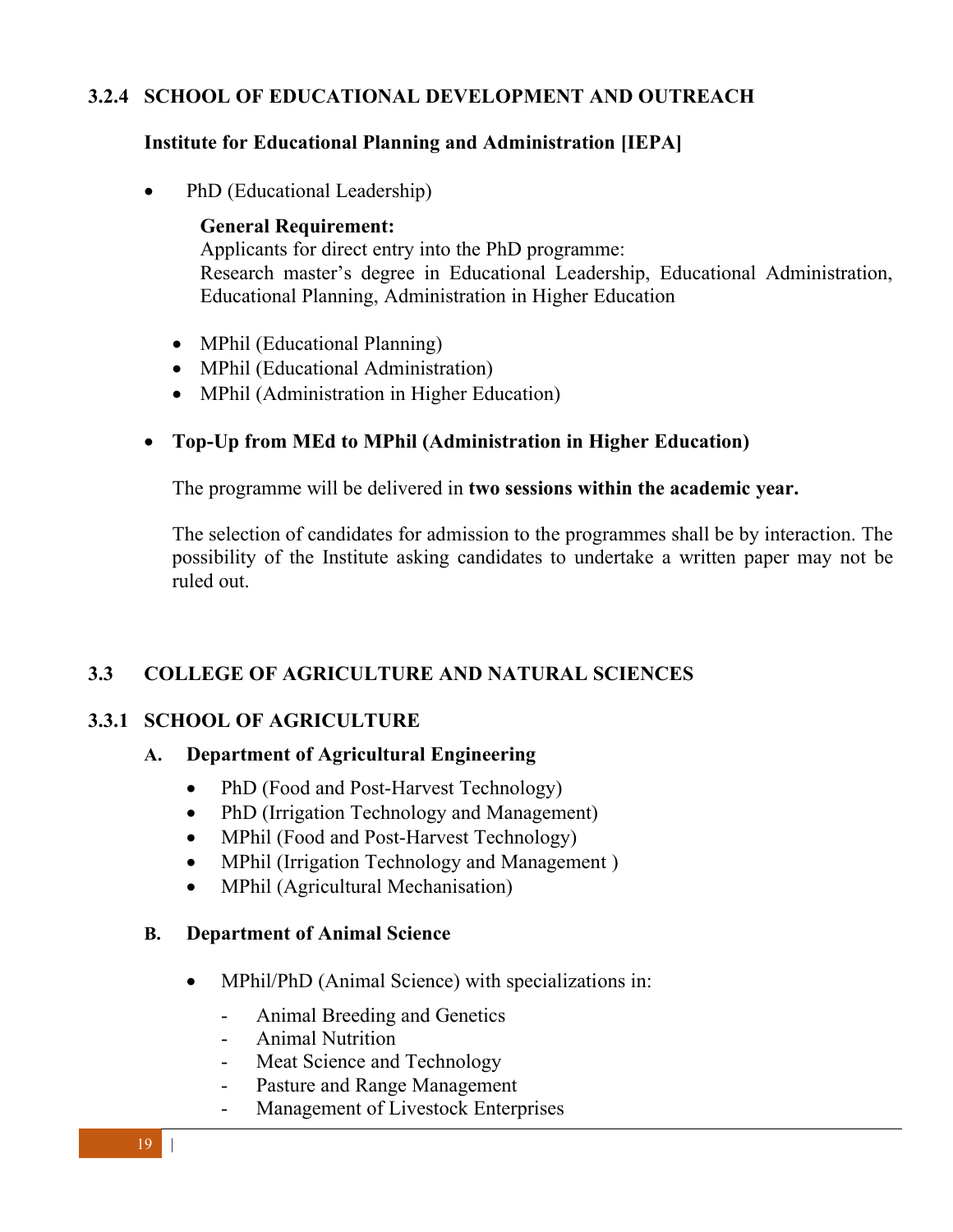### 3.2.4 SCHOOL OF EDUCATIONAL DEVELOPMENT AND OUTREACH

**Institute for Educational Planning and Administration [IEPA]**

- PhD (Educational Leadership)

  **General Requirement:**
  Applicants for direct entry into the PhD programme:
  Research master's degree in Educational Leadership, Educational Administration, Educational Planning, Administration in Higher Education

  - MPhil (Educational Planning)
  - MPhil (Educational Administration)
  - MPhil (Administration in Higher Education)

- **Top-Up from MEd to MPhil (Administration in Higher Education)**

  The programme will be delivered in **two sessions within the academic year.**

  The selection of candidates for admission to the programmes shall be by interaction. The possibility of the Institute asking candidates to undertake a written paper may not be ruled out.

## 3.3 COLLEGE OF AGRICULTURE AND NATURAL SCIENCES

### 3.3.1 SCHOOL OF AGRICULTURE

#### A. Department of Agricultural Engineering

- PhD (Food and Post-Harvest Technology)
- PhD (Irrigation Technology and Management)
- MPhil (Food and Post-Harvest Technology)
- MPhil (Irrigation Technology and Management )
- MPhil (Agricultural Mechanisation)

#### B. Department of Animal Science

- MPhil/PhD (Animal Science) with specializations in:
  - Animal Breeding and Genetics
  - Animal Nutrition
  - Meat Science and Technology
  - Pasture and Range Management
  - Management of Livestock Enterprises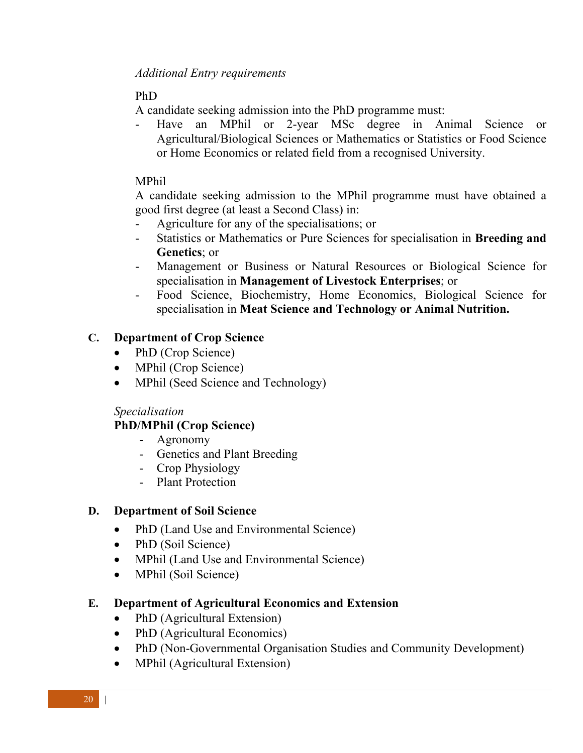*Additional Entry requirements*

PhD

A candidate seeking admission into the PhD programme must:

- Have an MPhil or 2-year MSc degree in Animal Science or Agricultural/Biological Sciences or Mathematics or Statistics or Food Science or Home Economics or related field from a recognised University.

MPhil

A candidate seeking admission to the MPhil programme must have obtained a good first degree (at least a Second Class) in:

- Agriculture for any of the specialisations; or
- Statistics or Mathematics or Pure Sciences for specialisation in **Breeding and Genetics**; or
- Management or Business or Natural Resources or Biological Science for specialisation in **Management of Livestock Enterprises**; or
- Food Science, Biochemistry, Home Economics, Biological Science for specialisation in **Meat Science and Technology or Animal Nutrition.**

### C. Department of Crop Science

- PhD (Crop Science)
- MPhil (Crop Science)
- MPhil (Seed Science and Technology)

*Specialisation*

**PhD/MPhil (Crop Science)**

- Agronomy
- Genetics and Plant Breeding
- Crop Physiology
- Plant Protection

### D. Department of Soil Science

- PhD (Land Use and Environmental Science)
- PhD (Soil Science)
- MPhil (Land Use and Environmental Science)
- MPhil (Soil Science)

### E. Department of Agricultural Economics and Extension

- PhD (Agricultural Extension)
- PhD (Agricultural Economics)
- PhD (Non-Governmental Organisation Studies and Community Development)
- MPhil (Agricultural Extension)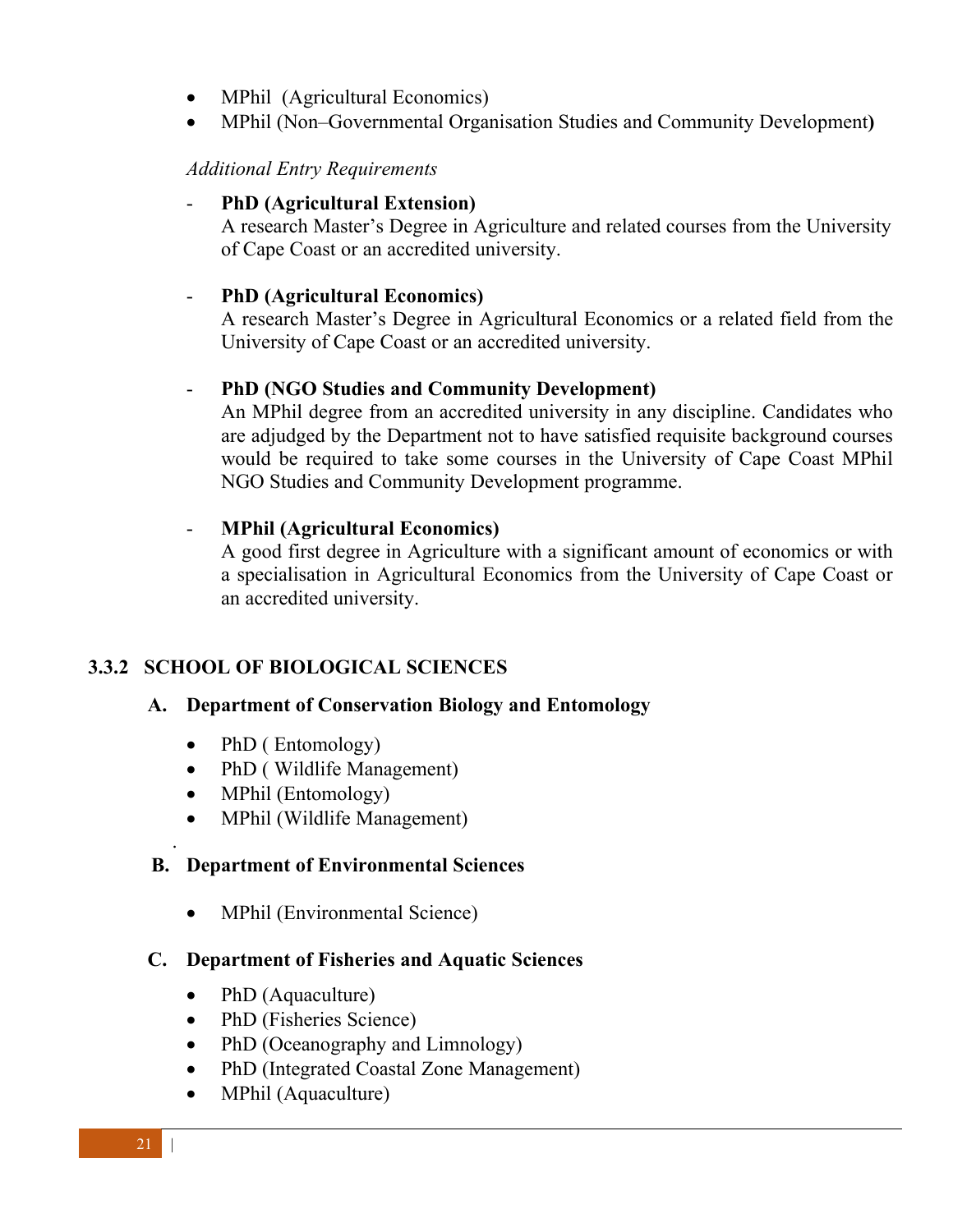- MPhil (Agricultural Economics)
- MPhil (Non–Governmental Organisation Studies and Community Development)

*Additional Entry Requirements*

- **PhD (Agricultural Extension)**
  A research Master's Degree in Agriculture and related courses from the University of Cape Coast or an accredited university.

- **PhD (Agricultural Economics)**
  A research Master's Degree in Agricultural Economics or a related field from the University of Cape Coast or an accredited university.

- **PhD (NGO Studies and Community Development)**
  An MPhil degree from an accredited university in any discipline. Candidates who are adjudged by the Department not to have satisfied requisite background courses would be required to take some courses in the University of Cape Coast MPhil NGO Studies and Community Development programme.

- **MPhil (Agricultural Economics)**
  A good first degree in Agriculture with a significant amount of economics or with a specialisation in Agricultural Economics from the University of Cape Coast or an accredited university.

### 3.3.2 SCHOOL OF BIOLOGICAL SCIENCES

#### A. Department of Conservation Biology and Entomology

- PhD ( Entomology)
- PhD ( Wildlife Management)
- MPhil (Entomology)
- MPhil (Wildlife Management)

#### B. Department of Environmental Sciences

- MPhil (Environmental Science)

#### C. Department of Fisheries and Aquatic Sciences

- PhD (Aquaculture)
- PhD (Fisheries Science)
- PhD (Oceanography and Limnology)
- PhD (Integrated Coastal Zone Management)
- MPhil (Aquaculture)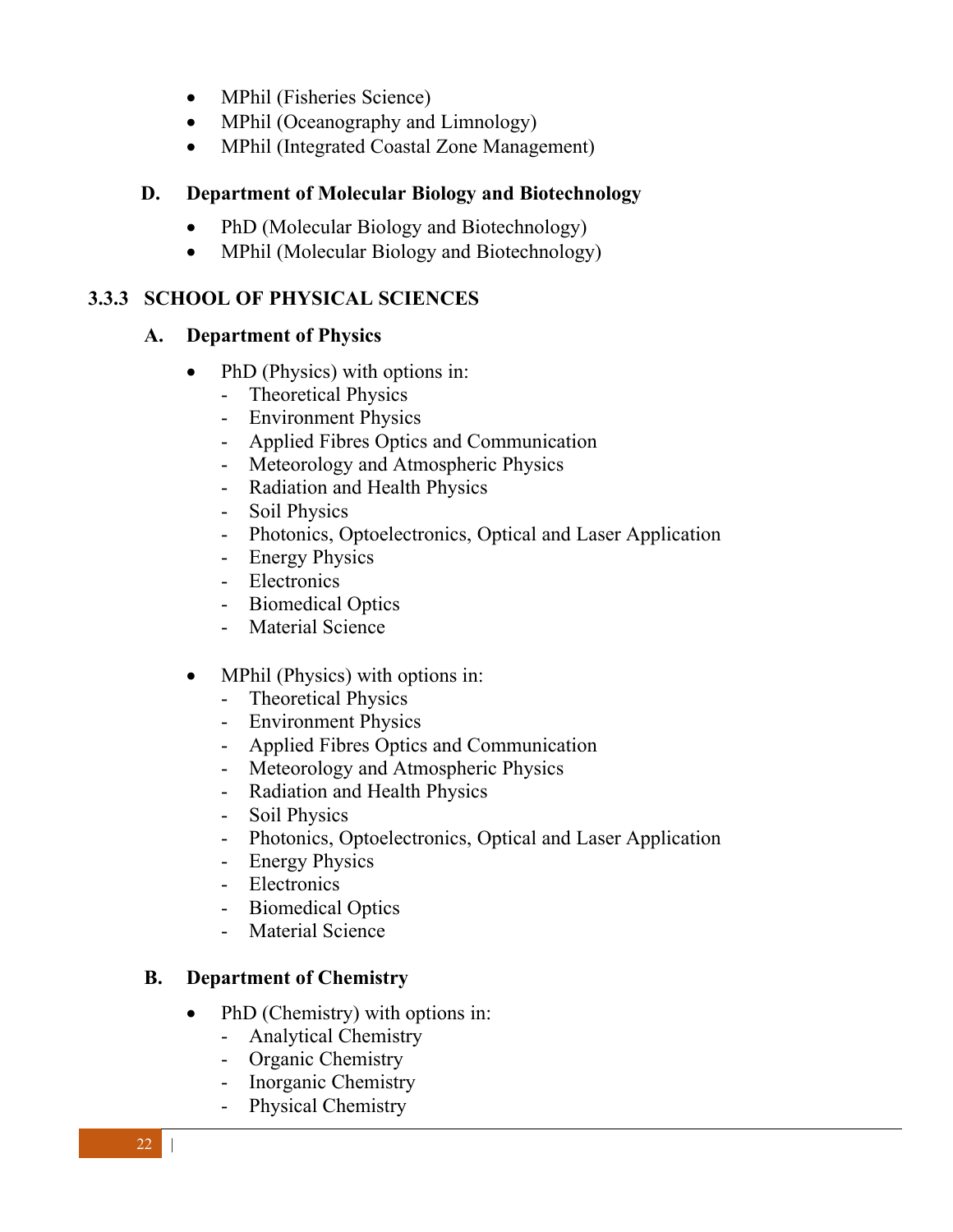- MPhil (Fisheries Science)
- MPhil (Oceanography and Limnology)
- MPhil (Integrated Coastal Zone Management)

**D. Department of Molecular Biology and Biotechnology**

- PhD (Molecular Biology and Biotechnology)
- MPhil (Molecular Biology and Biotechnology)

### 3.3.3 SCHOOL OF PHYSICAL SCIENCES

**A. Department of Physics**

- PhD (Physics) with options in:
  - Theoretical Physics
  - Environment Physics
  - Applied Fibres Optics and Communication
  - Meteorology and Atmospheric Physics
  - Radiation and Health Physics
  - Soil Physics
  - Photonics, Optoelectronics, Optical and Laser Application
  - Energy Physics
  - Electronics
  - Biomedical Optics
  - Material Science

- MPhil (Physics) with options in:
  - Theoretical Physics
  - Environment Physics
  - Applied Fibres Optics and Communication
  - Meteorology and Atmospheric Physics
  - Radiation and Health Physics
  - Soil Physics
  - Photonics, Optoelectronics, Optical and Laser Application
  - Energy Physics
  - Electronics
  - Biomedical Optics
  - Material Science

**B. Department of Chemistry**

- PhD (Chemistry) with options in:
  - Analytical Chemistry
  - Organic Chemistry
  - Inorganic Chemistry
  - Physical Chemistry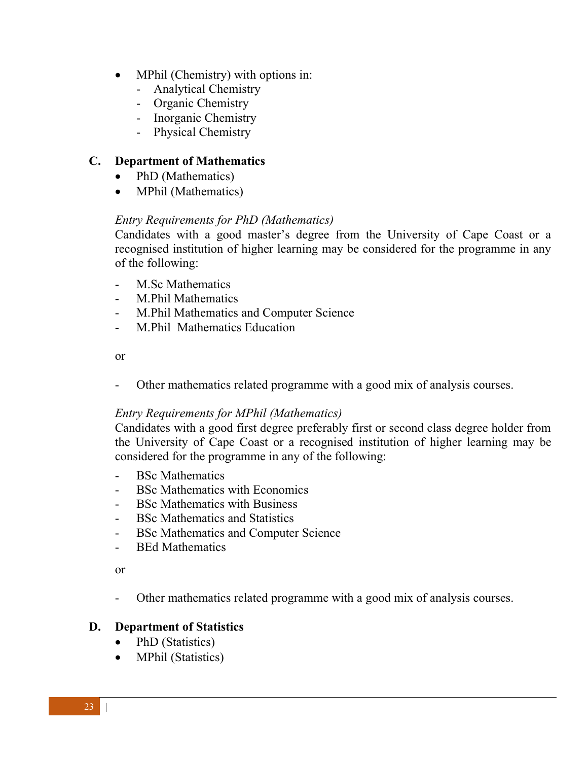- MPhil (Chemistry) with options in:
  - Analytical Chemistry
  - Organic Chemistry
  - Inorganic Chemistry
  - Physical Chemistry

## C. Department of Mathematics

- PhD (Mathematics)
- MPhil (Mathematics)

*Entry Requirements for PhD (Mathematics)*

Candidates with a good master's degree from the University of Cape Coast or a recognised institution of higher learning may be considered for the programme in any of the following:

- M.Sc Mathematics
- M.Phil Mathematics
- M.Phil Mathematics and Computer Science
- M.Phil Mathematics Education

or

- Other mathematics related programme with a good mix of analysis courses.

*Entry Requirements for MPhil (Mathematics)*

Candidates with a good first degree preferably first or second class degree holder from the University of Cape Coast or a recognised institution of higher learning may be considered for the programme in any of the following:

- BSc Mathematics
- BSc Mathematics with Economics
- BSc Mathematics with Business
- BSc Mathematics and Statistics
- BSc Mathematics and Computer Science
- BEd Mathematics

or

- Other mathematics related programme with a good mix of analysis courses.

## D. Department of Statistics

- PhD (Statistics)
- MPhil (Statistics)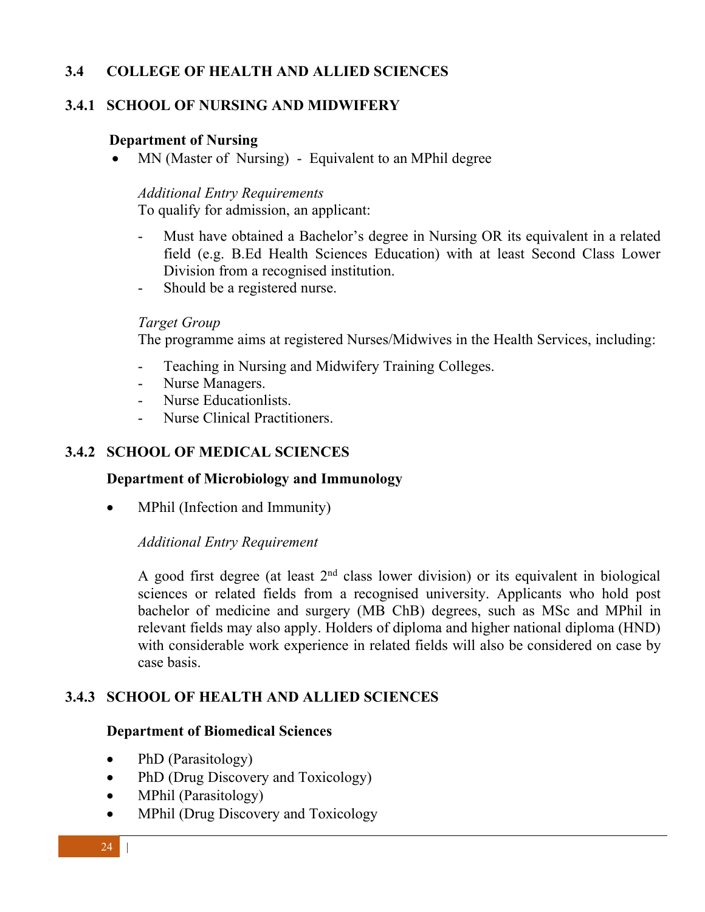## 3.4 COLLEGE OF HEALTH AND ALLIED SCIENCES

### 3.4.1 SCHOOL OF NURSING AND MIDWIFERY

**Department of Nursing**

- MN (Master of Nursing) - Equivalent to an MPhil degree

*Additional Entry Requirements*

To qualify for admission, an applicant:

- Must have obtained a Bachelor's degree in Nursing OR its equivalent in a related field (e.g. B.Ed Health Sciences Education) with at least Second Class Lower Division from a recognised institution.
- Should be a registered nurse.

*Target Group*

The programme aims at registered Nurses/Midwives in the Health Services, including:

- Teaching in Nursing and Midwifery Training Colleges.
- Nurse Managers.
- Nurse Educationlists.
- Nurse Clinical Practitioners.

### 3.4.2 SCHOOL OF MEDICAL SCIENCES

**Department of Microbiology and Immunology**

- MPhil (Infection and Immunity)

*Additional Entry Requirement*

A good first degree (at least 2nd class lower division) or its equivalent in biological sciences or related fields from a recognised university. Applicants who hold post bachelor of medicine and surgery (MB ChB) degrees, such as MSc and MPhil in relevant fields may also apply. Holders of diploma and higher national diploma (HND) with considerable work experience in related fields will also be considered on case by case basis.

### 3.4.3 SCHOOL OF HEALTH AND ALLIED SCIENCES

**Department of Biomedical Sciences**

- PhD (Parasitology)
- PhD (Drug Discovery and Toxicology)
- MPhil (Parasitology)
- MPhil (Drug Discovery and Toxicology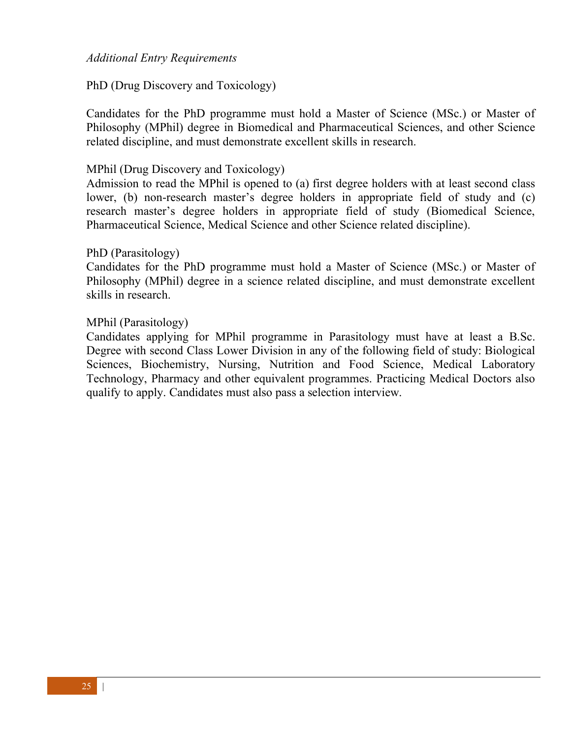*Additional Entry Requirements*

PhD (Drug Discovery and Toxicology)

Candidates for the PhD programme must hold a Master of Science (MSc.) or Master of Philosophy (MPhil) degree in Biomedical and Pharmaceutical Sciences, and other Science related discipline, and must demonstrate excellent skills in research.

MPhil (Drug Discovery and Toxicology)
Admission to read the MPhil is opened to (a) first degree holders with at least second class lower, (b) non-research master's degree holders in appropriate field of study and (c) research master's degree holders in appropriate field of study (Biomedical Science, Pharmaceutical Science, Medical Science and other Science related discipline).

PhD (Parasitology)
Candidates for the PhD programme must hold a Master of Science (MSc.) or Master of Philosophy (MPhil) degree in a science related discipline, and must demonstrate excellent skills in research.

MPhil (Parasitology)
Candidates applying for MPhil programme in Parasitology must have at least a B.Sc. Degree with second Class Lower Division in any of the following field of study: Biological Sciences, Biochemistry, Nursing, Nutrition and Food Science, Medical Laboratory Technology, Pharmacy and other equivalent programmes. Practicing Medical Doctors also qualify to apply. Candidates must also pass a selection interview.